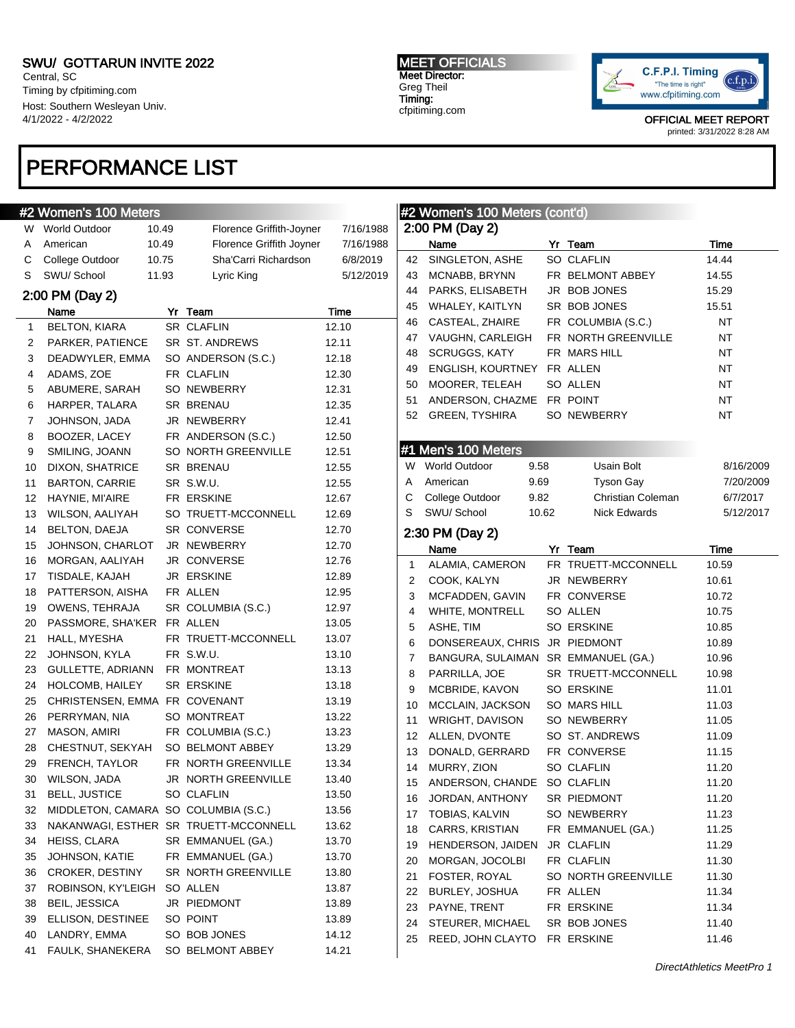SWU/ GOTTARUN INVITE 2022
Central, SC
Timing by cfpitiming.com
Host: Southern Wesleyan Univ.
4/1/2022 - 4/2/2022

**MEET OFFICIALS**
Meet Director:
Greg Theil
Timing:
cfpitiming.com

OFFICIAL MEET REPORT
printed: 3/31/2022 8:28 AM

# PERFORMANCE LIST

## #2 Women's 100 Meters

| | | | | |
|---|---|---|---|---|
| W | World Outdoor | 10.49 | Florence Griffith-Joyner | 7/16/1988 |
| A | American | 10.49 | Florence Griffith Joyner | 7/16/1988 |
| C | College Outdoor | 10.75 | Sha'Carri Richardson | 6/8/2019 |
| S | SWU/ School | 11.93 | Lyric King | 5/12/2019 |

### 2:00 PM (Day 2)

| | Name | Yr | Team | Time |
|---|---|---|---|---|
| 1 | BELTON, KIARA | SR | CLAFLIN | 12.10 |
| 2 | PARKER, PATIENCE | SR | ST. ANDREWS | 12.11 |
| 3 | DEADWYLER, EMMA | SO | ANDERSON (S.C.) | 12.18 |
| 4 | ADAMS, ZOE | FR | CLAFLIN | 12.30 |
| 5 | ABUMERE, SARAH | SO | NEWBERRY | 12.31 |
| 6 | HARPER, TALARA | SR | BRENAU | 12.35 |
| 7 | JOHNSON, JADA | JR | NEWBERRY | 12.41 |
| 8 | BOOZER, LACEY | FR | ANDERSON (S.C.) | 12.50 |
| 9 | SMILING, JOANN | SO | NORTH GREENVILLE | 12.51 |
| 10 | DIXON, SHATRICE | SR | BRENAU | 12.55 |
| 11 | BARTON, CARRIE | SR | S.W.U. | 12.55 |
| 12 | HAYNIE, MI'AIRE | FR | ERSKINE | 12.67 |
| 13 | WILSON, AALIYAH | SO | TRUETT-MCCONNELL | 12.69 |
| 14 | BELTON, DAEJA | SR | CONVERSE | 12.70 |
| 15 | JOHNSON, CHARLOT | JR | NEWBERRY | 12.70 |
| 16 | MORGAN, AALIYAH | JR | CONVERSE | 12.76 |
| 17 | TISDALE, KAJAH | JR | ERSKINE | 12.89 |
| 18 | PATTERSON, AISHA | FR | ALLEN | 12.95 |
| 19 | OWENS, TEHRAJA | SR | COLUMBIA (S.C.) | 12.97 |
| 20 | PASSMORE, SHA'KER | FR | ALLEN | 13.05 |
| 21 | HALL, MYESHA | FR | TRUETT-MCCONNELL | 13.07 |
| 22 | JOHNSON, KYLA | FR | S.W.U. | 13.10 |
| 23 | GULLETTE, ADRIANN | FR | MONTREAT | 13.13 |
| 24 | HOLCOMB, HAILEY | SR | ERSKINE | 13.18 |
| 25 | CHRISTENSEN, EMMA | FR | COVENANT | 13.19 |
| 26 | PERRYMAN, NIA | SO | MONTREAT | 13.22 |
| 27 | MASON, AMIRI | FR | COLUMBIA (S.C.) | 13.23 |
| 28 | CHESTNUT, SEKYAH | SO | BELMONT ABBEY | 13.29 |
| 29 | FRENCH, TAYLOR | FR | NORTH GREENVILLE | 13.34 |
| 30 | WILSON, JADA | JR | NORTH GREENVILLE | 13.40 |
| 31 | BELL, JUSTICE | SO | CLAFLIN | 13.50 |
| 32 | MIDDLETON, CAMARA | SO | COLUMBIA (S.C.) | 13.56 |
| 33 | NAKANWAGI, ESTHER | SR | TRUETT-MCCONNELL | 13.62 |
| 34 | HEISS, CLARA | SR | EMMANUEL (GA.) | 13.70 |
| 35 | JOHNSON, KATIE | FR | EMMANUEL (GA.) | 13.70 |
| 36 | CROKER, DESTINY | SR | NORTH GREENVILLE | 13.80 |
| 37 | ROBINSON, KY'LEIGH | SO | ALLEN | 13.87 |
| 38 | BEIL, JESSICA | JR | PIEDMONT | 13.89 |
| 39 | ELLISON, DESTINEE | SO | POINT | 13.89 |
| 40 | LANDRY, EMMA | SO | BOB JONES | 14.12 |
| 41 | FAULK, SHANEKERA | SO | BELMONT ABBEY | 14.21 |
| 42 | SINGLETON, ASHE | SO | CLAFLIN | 14.44 |
| 43 | MCNABB, BRYNN | FR | BELMONT ABBEY | 14.55 |
| 44 | PARKS, ELISABETH | JR | BOB JONES | 15.29 |
| 45 | WHALEY, KAITLYN | SR | BOB JONES | 15.51 |
| 46 | CASTEAL, ZHAIRE | FR | COLUMBIA (S.C.) | NT |
| 47 | VAUGHN, CARLEIGH | FR | NORTH GREENVILLE | NT |
| 48 | SCRUGGS, KATY | FR | MARS HILL | NT |
| 49 | ENGLISH, KOURTNEY | FR | ALLEN | NT |
| 50 | MOORER, TELEAH | SO | ALLEN | NT |
| 51 | ANDERSON, CHAZME | FR | POINT | NT |
| 52 | GREEN, TYSHIRA | SO | NEWBERRY | NT |

## #1 Men's 100 Meters

| | | | | |
|---|---|---|---|---|
| W | World Outdoor | 9.58 | Usain Bolt | 8/16/2009 |
| A | American | 9.69 | Tyson Gay | 7/20/2009 |
| C | College Outdoor | 9.82 | Christian Coleman | 6/7/2017 |
| S | SWU/ School | 10.62 | Nick Edwards | 5/12/2017 |

### 2:30 PM (Day 2)

| | Name | Yr | Team | Time |
|---|---|---|---|---|
| 1 | ALAMIA, CAMERON | FR | TRUETT-MCCONNELL | 10.59 |
| 2 | COOK, KALYN | JR | NEWBERRY | 10.61 |
| 3 | MCFADDEN, GAVIN | FR | CONVERSE | 10.72 |
| 4 | WHITE, MONTRELL | SO | ALLEN | 10.75 |
| 5 | ASHE, TIM | SO | ERSKINE | 10.85 |
| 6 | DONSEREAUX, CHRIS | JR | PIEDMONT | 10.89 |
| 7 | BANGURA, SULAIMAN | SR | EMMANUEL (GA.) | 10.96 |
| 8 | PARRILLA, JOE | SR | TRUETT-MCCONNELL | 10.98 |
| 9 | MCBRIDE, KAVON | SO | ERSKINE | 11.01 |
| 10 | MCCLAIN, JACKSON | SO | MARS HILL | 11.03 |
| 11 | WRIGHT, DAVISON | SO | NEWBERRY | 11.05 |
| 12 | ALLEN, DVONTE | SO | ST. ANDREWS | 11.09 |
| 13 | DONALD, GERRARD | FR | CONVERSE | 11.15 |
| 14 | MURRY, ZION | SO | CLAFLIN | 11.20 |
| 15 | ANDERSON, CHANDE | SO | CLAFLIN | 11.20 |
| 16 | JORDAN, ANTHONY | SR | PIEDMONT | 11.20 |
| 17 | TOBIAS, KALVIN | SO | NEWBERRY | 11.23 |
| 18 | CARRS, KRISTIAN | FR | EMMANUEL (GA.) | 11.25 |
| 19 | HENDERSON, JAIDEN | JR | CLAFLIN | 11.29 |
| 20 | MORGAN, JOCOLBI | FR | CLAFLIN | 11.30 |
| 21 | FOSTER, ROYAL | SO | NORTH GREENVILLE | 11.30 |
| 22 | BURLEY, JOSHUA | FR | ALLEN | 11.34 |
| 23 | PAYNE, TRENT | FR | ERSKINE | 11.34 |
| 24 | STEURER, MICHAEL | SR | BOB JONES | 11.40 |
| 25 | REED, JOHN CLAYTO | FR | ERSKINE | 11.46 |

*DirectAthletics MeetPro 1*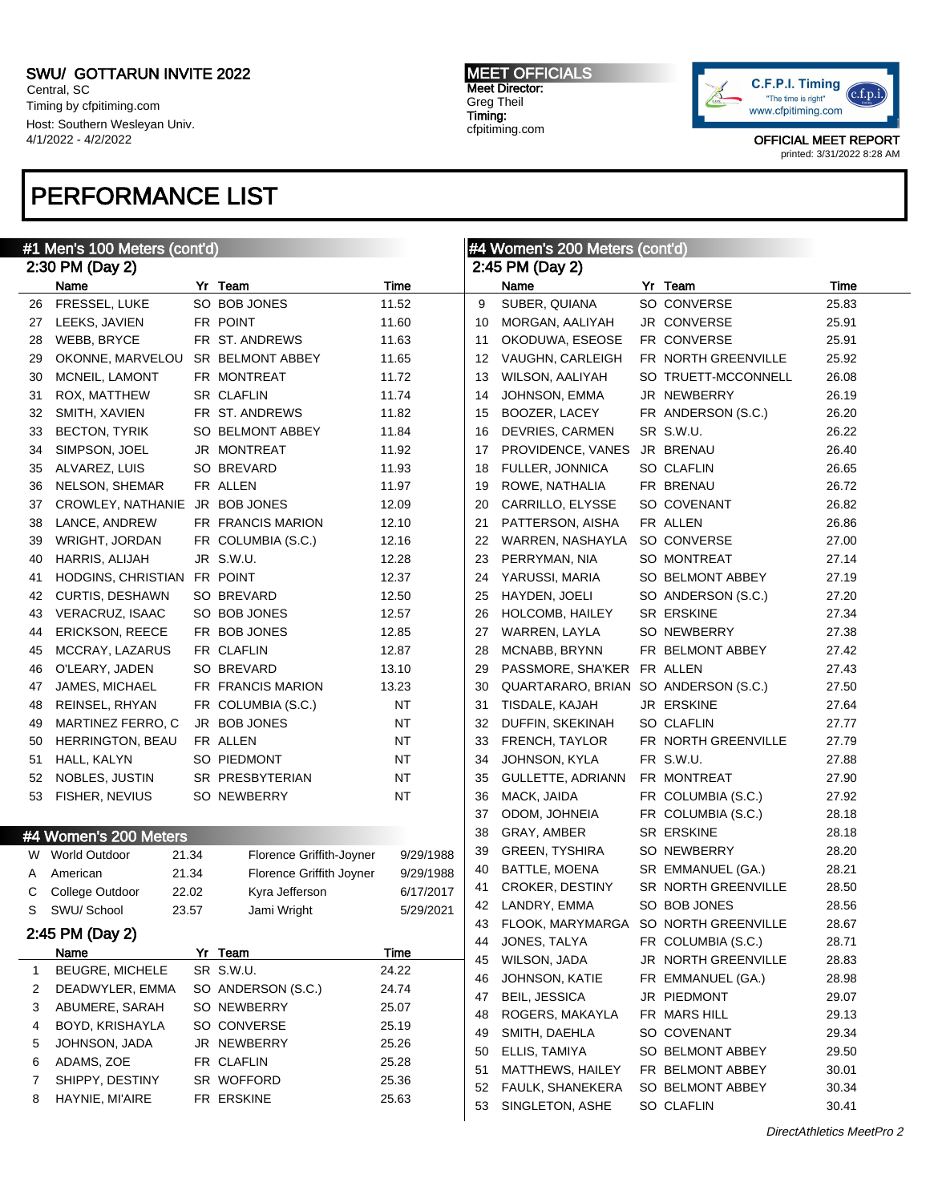SWU/ GOTTARUN INVITE 2022
Central, SC
Timing by cfpitiming.com
Host: Southern Wesleyan Univ.
4/1/2022 - 4/2/2022

MEET OFFICIALS
Meet Director:
Greg Theil
Timing:
cfpitiming.com

OFFICIAL MEET REPORT
printed: 3/31/2022 8:28 AM

# PERFORMANCE LIST

## #1 Men's 100 Meters (cont'd)

### 2:30 PM (Day 2)

| | Name | Yr | Team | Time |
|---|---|---|---|---|
| 26 | FRESSEL, LUKE | SO | BOB JONES | 11.52 |
| 27 | LEEKS, JAVIEN | FR | POINT | 11.60 |
| 28 | WEBB, BRYCE | FR | ST. ANDREWS | 11.63 |
| 29 | OKONNE, MARVELOU | SR | BELMONT ABBEY | 11.65 |
| 30 | MCNEIL, LAMONT | FR | MONTREAT | 11.72 |
| 31 | ROX, MATTHEW | SR | CLAFLIN | 11.74 |
| 32 | SMITH, XAVIEN | FR | ST. ANDREWS | 11.82 |
| 33 | BECTON, TYRIK | SO | BELMONT ABBEY | 11.84 |
| 34 | SIMPSON, JOEL | JR | MONTREAT | 11.92 |
| 35 | ALVAREZ, LUIS | SO | BREVARD | 11.93 |
| 36 | NELSON, SHEMAR | FR | ALLEN | 11.97 |
| 37 | CROWLEY, NATHANIE | JR | BOB JONES | 12.09 |
| 38 | LANCE, ANDREW | FR | FRANCIS MARION | 12.10 |
| 39 | WRIGHT, JORDAN | FR | COLUMBIA (S.C.) | 12.16 |
| 40 | HARRIS, ALIJAH | JR | S.W.U. | 12.28 |
| 41 | HODGINS, CHRISTIAN | FR | POINT | 12.37 |
| 42 | CURTIS, DESHAWN | SO | BREVARD | 12.50 |
| 43 | VERACRUZ, ISAAC | SO | BOB JONES | 12.57 |
| 44 | ERICKSON, REECE | FR | BOB JONES | 12.85 |
| 45 | MCCRAY, LAZARUS | FR | CLAFLIN | 12.87 |
| 46 | O'LEARY, JADEN | SO | BREVARD | 13.10 |
| 47 | JAMES, MICHAEL | FR | FRANCIS MARION | 13.23 |
| 48 | REINSEL, RHYAN | FR | COLUMBIA (S.C.) | NT |
| 49 | MARTINEZ FERRO, C | JR | BOB JONES | NT |
| 50 | HERRINGTON, BEAU | FR | ALLEN | NT |
| 51 | HALL, KALYN | SO | PIEDMONT | NT |
| 52 | NOBLES, JUSTIN | SR | PRESBYTERIAN | NT |
| 53 | FISHER, NEVIUS | SO | NEWBERRY | NT |

## #4 Women's 200 Meters

| | Record | Mark | Holder | Date |
|---|---|---|---|---|
| W | World Outdoor | 21.34 | Florence Griffith-Joyner | 9/29/1988 |
| A | American | 21.34 | Florence Griffith Joyner | 9/29/1988 |
| C | College Outdoor | 22.02 | Kyra Jefferson | 6/17/2017 |
| S | SWU/ School | 23.57 | Jami Wright | 5/29/2021 |

### 2:45 PM (Day 2)

| | Name | Yr | Team | Time |
|---|---|---|---|---|
| 1 | BEUGRE, MICHELE | SR | S.W.U. | 24.22 |
| 2 | DEADWYLER, EMMA | SO | ANDERSON (S.C.) | 24.74 |
| 3 | ABUMERE, SARAH | SO | NEWBERRY | 25.07 |
| 4 | BOYD, KRISHAYLA | SO | CONVERSE | 25.19 |
| 5 | JOHNSON, JADA | JR | NEWBERRY | 25.26 |
| 6 | ADAMS, ZOE | FR | CLAFLIN | 25.28 |
| 7 | SHIPPY, DESTINY | SR | WOFFORD | 25.36 |
| 8 | HAYNIE, MI'AIRE | FR | ERSKINE | 25.63 |
| 9 | SUBER, QUIANA | SO | CONVERSE | 25.83 |
| 10 | MORGAN, AALIYAH | JR | CONVERSE | 25.91 |
| 11 | OKODUWA, ESEOSE | FR | CONVERSE | 25.91 |
| 12 | VAUGHN, CARLEIGH | FR | NORTH GREENVILLE | 25.92 |
| 13 | WILSON, AALIYAH | SO | TRUETT-MCCONNELL | 26.08 |
| 14 | JOHNSON, EMMA | JR | NEWBERRY | 26.19 |
| 15 | BOOZER, LACEY | FR | ANDERSON (S.C.) | 26.20 |
| 16 | DEVRIES, CARMEN | SR | S.W.U. | 26.22 |
| 17 | PROVIDENCE, VANES | JR | BRENAU | 26.40 |
| 18 | FULLER, JONNICA | SO | CLAFLIN | 26.65 |
| 19 | ROWE, NATHALIA | FR | BRENAU | 26.72 |
| 20 | CARRILLO, ELYSSE | SO | COVENANT | 26.82 |
| 21 | PATTERSON, AISHA | FR | ALLEN | 26.86 |
| 22 | WARREN, NASHAYLA | SO | CONVERSE | 27.00 |
| 23 | PERRYMAN, NIA | SO | MONTREAT | 27.14 |
| 24 | YARUSSI, MARIA | SO | BELMONT ABBEY | 27.19 |
| 25 | HAYDEN, JOELI | SO | ANDERSON (S.C.) | 27.20 |
| 26 | HOLCOMB, HAILEY | SR | ERSKINE | 27.34 |
| 27 | WARREN, LAYLA | SO | NEWBERRY | 27.38 |
| 28 | MCNABB, BRYNN | FR | BELMONT ABBEY | 27.42 |
| 29 | PASSMORE, SHA'KER | FR | ALLEN | 27.43 |
| 30 | QUARTARARO, BRIAN | SO | ANDERSON (S.C.) | 27.50 |
| 31 | TISDALE, KAJAH | JR | ERSKINE | 27.64 |
| 32 | DUFFIN, SKEKINAH | SO | CLAFLIN | 27.77 |
| 33 | FRENCH, TAYLOR | FR | NORTH GREENVILLE | 27.79 |
| 34 | JOHNSON, KYLA | FR | S.W.U. | 27.88 |
| 35 | GULLETTE, ADRIANN | FR | MONTREAT | 27.90 |
| 36 | MACK, JAIDA | FR | COLUMBIA (S.C.) | 27.92 |
| 37 | ODOM, JOHNEIA | FR | COLUMBIA (S.C.) | 28.18 |
| 38 | GRAY, AMBER | SR | ERSKINE | 28.18 |
| 39 | GREEN, TYSHIRA | SO | NEWBERRY | 28.20 |
| 40 | BATTLE, MOENA | SR | EMMANUEL (GA.) | 28.21 |
| 41 | CROKER, DESTINY | SR | NORTH GREENVILLE | 28.50 |
| 42 | LANDRY, EMMA | SO | BOB JONES | 28.56 |
| 43 | FLOOK, MARYMARGA | SO | NORTH GREENVILLE | 28.67 |
| 44 | JONES, TALYA | FR | COLUMBIA (S.C.) | 28.71 |
| 45 | WILSON, JADA | JR | NORTH GREENVILLE | 28.83 |
| 46 | JOHNSON, KATIE | FR | EMMANUEL (GA.) | 28.98 |
| 47 | BEIL, JESSICA | JR | PIEDMONT | 29.07 |
| 48 | ROGERS, MAKAYLA | FR | MARS HILL | 29.13 |
| 49 | SMITH, DAEHLA | SO | COVENANT | 29.34 |
| 50 | ELLIS, TAMIYA | SO | BELMONT ABBEY | 29.50 |
| 51 | MATTHEWS, HAILEY | FR | BELMONT ABBEY | 30.01 |
| 52 | FAULK, SHANEKERA | SO | BELMONT ABBEY | 30.34 |
| 53 | SINGLETON, ASHE | SO | CLAFLIN | 30.41 |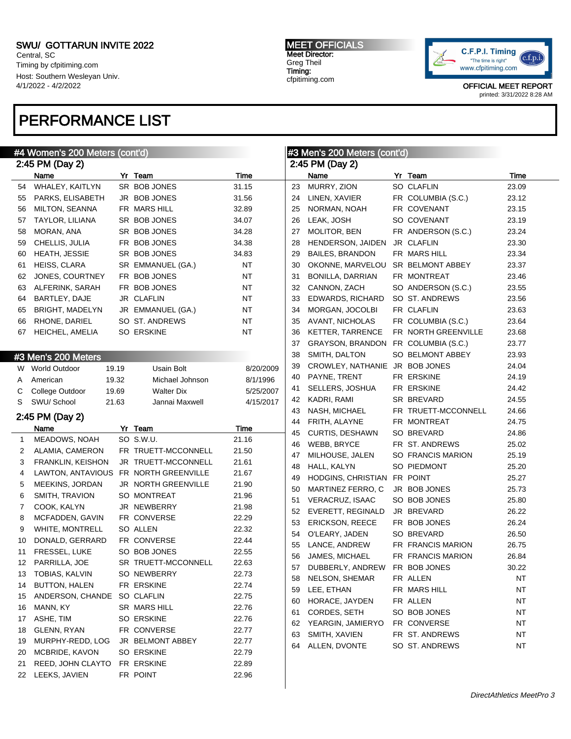SWU/ GOTTARUN INVITE 2022
Central, SC
Timing by cfpitiming.com
Host: Southern Wesleyan Univ.
4/1/2022 - 4/2/2022

MEET OFFICIALS
Meet Director:
Greg Theil
Timing:
cfpitiming.com

OFFICIAL MEET REPORT
printed: 3/31/2022 8:28 AM

# PERFORMANCE LIST

## #4 Women's 200 Meters (cont'd)

### 2:45 PM (Day 2)

| | Name | Yr | Team | Time |
|---|---|---|---|---|
| 54 | WHALEY, KAITLYN | SR | BOB JONES | 31.15 |
| 55 | PARKS, ELISABETH | JR | BOB JONES | 31.56 |
| 56 | MILTON, SEANNA | FR | MARS HILL | 32.89 |
| 57 | TAYLOR, LILIANA | SR | BOB JONES | 34.07 |
| 58 | MORAN, ANA | SR | BOB JONES | 34.28 |
| 59 | CHELLIS, JULIA | FR | BOB JONES | 34.38 |
| 60 | HEATH, JESSIE | SR | BOB JONES | 34.83 |
| 61 | HEISS, CLARA | SR | EMMANUEL (GA.) | NT |
| 62 | JONES, COURTNEY | FR | BOB JONES | NT |
| 63 | ALFERINK, SARAH | FR | BOB JONES | NT |
| 64 | BARTLEY, DAJE | JR | CLAFLIN | NT |
| 65 | BRIGHT, MADELYN | JR | EMMANUEL (GA.) | NT |
| 66 | RHONE, DARIEL | SO | ST. ANDREWS | NT |
| 67 | HEICHEL, AMELIA | SO | ERSKINE | NT |

## #3 Men's 200 Meters

| | | | | |
|---|---|---|---|---|
| W | World Outdoor | 19.19 | Usain Bolt | 8/20/2009 |
| A | American | 19.32 | Michael Johnson | 8/1/1996 |
| C | College Outdoor | 19.69 | Walter Dix | 5/25/2007 |
| S | SWU/ School | 21.63 | Jannai Maxwell | 4/15/2017 |

### 2:45 PM (Day 2)

| | Name | Yr | Team | Time |
|---|---|---|---|---|
| 1 | MEADOWS, NOAH | SO | S.W.U. | 21.16 |
| 2 | ALAMIA, CAMERON | FR | TRUETT-MCCONNELL | 21.50 |
| 3 | FRANKLIN, KEISHON | JR | TRUETT-MCCONNELL | 21.61 |
| 4 | LAWTON, ANTAVIOUS | FR | NORTH GREENVILLE | 21.67 |
| 5 | MEEKINS, JORDAN | JR | NORTH GREENVILLE | 21.90 |
| 6 | SMITH, TRAVION | SO | MONTREAT | 21.96 |
| 7 | COOK, KALYN | JR | NEWBERRY | 21.98 |
| 8 | MCFADDEN, GAVIN | FR | CONVERSE | 22.29 |
| 9 | WHITE, MONTRELL | SO | ALLEN | 22.32 |
| 10 | DONALD, GERRARD | FR | CONVERSE | 22.44 |
| 11 | FRESSEL, LUKE | SO | BOB JONES | 22.55 |
| 12 | PARRILLA, JOE | SR | TRUETT-MCCONNELL | 22.63 |
| 13 | TOBIAS, KALVIN | SO | NEWBERRY | 22.73 |
| 14 | BUTTON, HALEN | FR | ERSKINE | 22.74 |
| 15 | ANDERSON, CHANDE | SO | CLAFLIN | 22.75 |
| 16 | MANN, KY | SR | MARS HILL | 22.76 |
| 17 | ASHE, TIM | SO | ERSKINE | 22.76 |
| 18 | GLENN, RYAN | FR | CONVERSE | 22.77 |
| 19 | MURPHY-REDD, LOG | JR | BELMONT ABBEY | 22.77 |
| 20 | MCBRIDE, KAVON | SO | ERSKINE | 22.79 |
| 21 | REED, JOHN CLAYTO | FR | ERSKINE | 22.89 |
| 22 | LEEKS, JAVIEN | FR | POINT | 22.96 |
| 23 | MURRY, ZION | SO | CLAFLIN | 23.09 |
| 24 | LINEN, XAVIER | FR | COLUMBIA (S.C.) | 23.12 |
| 25 | NORMAN, NOAH | FR | COVENANT | 23.15 |
| 26 | LEAK, JOSH | SO | COVENANT | 23.19 |
| 27 | MOLITOR, BEN | FR | ANDERSON (S.C.) | 23.24 |
| 28 | HENDERSON, JAIDEN | JR | CLAFLIN | 23.30 |
| 29 | BAILES, BRANDON | FR | MARS HILL | 23.34 |
| 30 | OKONNE, MARVELOU | SR | BELMONT ABBEY | 23.37 |
| 31 | BONILLA, DARRIAN | FR | MONTREAT | 23.46 |
| 32 | CANNON, ZACH | SO | ANDERSON (S.C.) | 23.55 |
| 33 | EDWARDS, RICHARD | SO | ST. ANDREWS | 23.56 |
| 34 | MORGAN, JOCOLBI | FR | CLAFLIN | 23.63 |
| 35 | AVANT, NICHOLAS | FR | COLUMBIA (S.C.) | 23.64 |
| 36 | KETTER, TARRENCE | FR | NORTH GREENVILLE | 23.68 |
| 37 | GRAYSON, BRANDON | FR | COLUMBIA (S.C.) | 23.77 |
| 38 | SMITH, DALTON | SO | BELMONT ABBEY | 23.93 |
| 39 | CROWLEY, NATHANIE | JR | BOB JONES | 24.04 |
| 40 | PAYNE, TRENT | FR | ERSKINE | 24.19 |
| 41 | SELLERS, JOSHUA | FR | ERSKINE | 24.42 |
| 42 | KADRI, RAMI | SR | BREVARD | 24.55 |
| 43 | NASH, MICHAEL | FR | TRUETT-MCCONNELL | 24.66 |
| 44 | FRITH, ALAYNE | FR | MONTREAT | 24.75 |
| 45 | CURTIS, DESHAWN | SO | BREVARD | 24.86 |
| 46 | WEBB, BRYCE | FR | ST. ANDREWS | 25.02 |
| 47 | MILHOUSE, JALEN | SO | FRANCIS MARION | 25.19 |
| 48 | HALL, KALYN | SO | PIEDMONT | 25.20 |
| 49 | HODGINS, CHRISTIAN | FR | POINT | 25.27 |
| 50 | MARTINEZ FERRO, C | JR | BOB JONES | 25.73 |
| 51 | VERACRUZ, ISAAC | SO | BOB JONES | 25.80 |
| 52 | EVERETT, REGINALD | JR | BREVARD | 26.22 |
| 53 | ERICKSON, REECE | FR | BOB JONES | 26.24 |
| 54 | O'LEARY, JADEN | SO | BREVARD | 26.50 |
| 55 | LANCE, ANDREW | FR | FRANCIS MARION | 26.75 |
| 56 | JAMES, MICHAEL | FR | FRANCIS MARION | 26.84 |
| 57 | DUBBERLY, ANDREW | FR | BOB JONES | 30.22 |
| 58 | NELSON, SHEMAR | FR | ALLEN | NT |
| 59 | LEE, ETHAN | FR | MARS HILL | NT |
| 60 | HORACE, JAYDEN | FR | ALLEN | NT |
| 61 | CORDES, SETH | SO | BOB JONES | NT |
| 62 | YEARGIN, JAMIERYO | FR | CONVERSE | NT |
| 63 | SMITH, XAVIEN | FR | ST. ANDREWS | NT |
| 64 | ALLEN, DVONTE | SO | ST. ANDREWS | NT |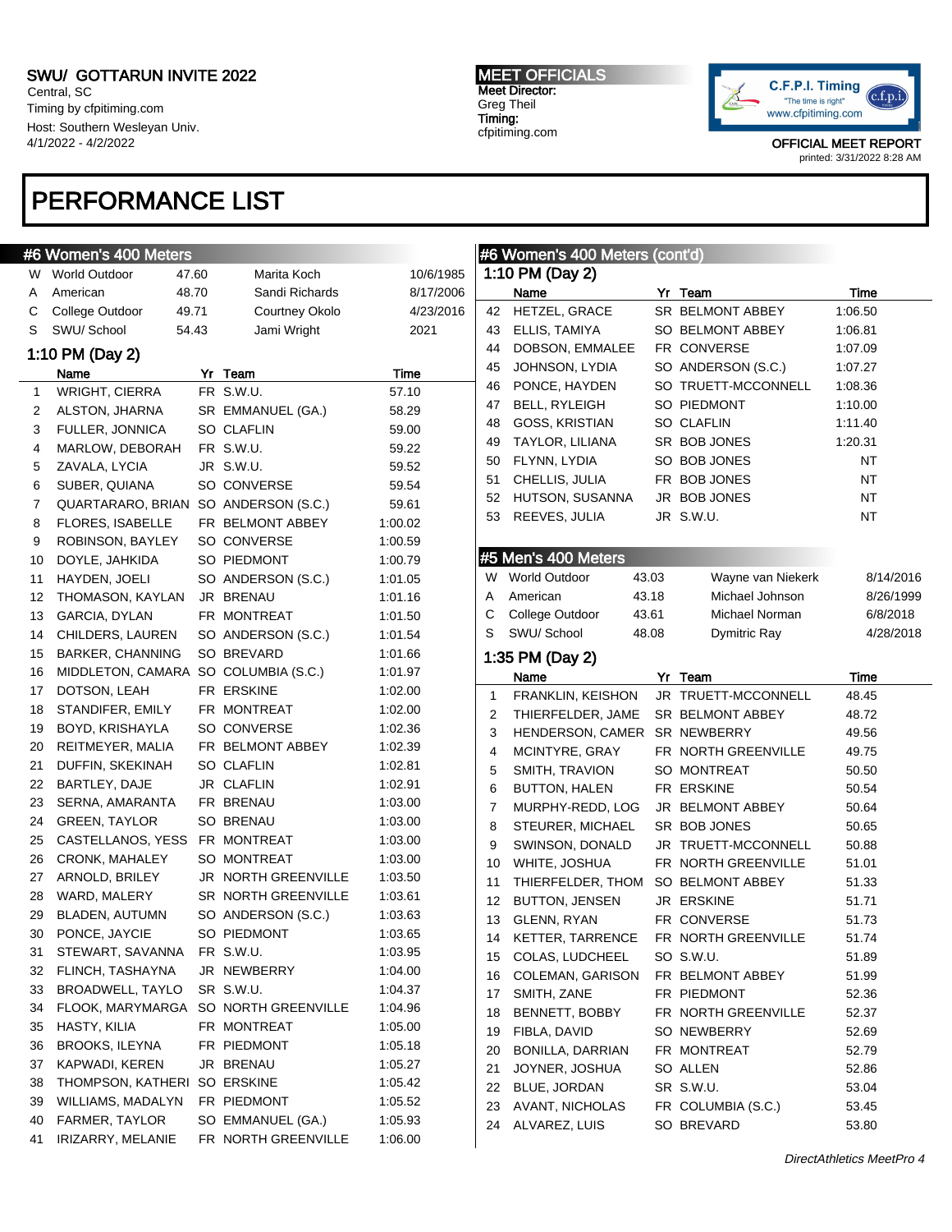SWU/ GOTTARUN INVITE 2022
Central, SC
Timing by cfpitiming.com
Host: Southern Wesleyan Univ.
4/1/2022 - 4/2/2022

MEET OFFICIALS
Meet Director:
Greg Theil
Timing:
cfpitiming.com

OFFICIAL MEET REPORT
printed: 3/31/2022 8:28 AM

# PERFORMANCE LIST

## #6 Women's 400 Meters

| | | | | |
|---|---|---|---|---|
| W | World Outdoor | 47.60 | Marita Koch | 10/6/1985 |
| A | American | 48.70 | Sandi Richards | 8/17/2006 |
| C | College Outdoor | 49.71 | Courtney Okolo | 4/23/2016 |
| S | SWU/ School | 54.43 | Jami Wright | 2021 |

### 1:10 PM (Day 2)

| | Name | Yr | Team | Time |
|---|---|---|---|---|
| 1 | WRIGHT, CIERRA | FR | S.W.U. | 57.10 |
| 2 | ALSTON, JHARNA | SR | EMMANUEL (GA.) | 58.29 |
| 3 | FULLER, JONNICA | SO | CLAFLIN | 59.00 |
| 4 | MARLOW, DEBORAH | FR | S.W.U. | 59.22 |
| 5 | ZAVALA, LYCIA | JR | S.W.U. | 59.52 |
| 6 | SUBER, QUIANA | SO | CONVERSE | 59.54 |
| 7 | QUARTARARO, BRIAN | SO | ANDERSON (S.C.) | 59.61 |
| 8 | FLORES, ISABELLE | FR | BELMONT ABBEY | 1:00.02 |
| 9 | ROBINSON, BAYLEY | SO | CONVERSE | 1:00.59 |
| 10 | DOYLE, JAHKIDA | SO | PIEDMONT | 1:00.79 |
| 11 | HAYDEN, JOELI | SO | ANDERSON (S.C.) | 1:01.05 |
| 12 | THOMASON, KAYLAN | JR | BRENAU | 1:01.16 |
| 13 | GARCIA, DYLAN | FR | MONTREAT | 1:01.50 |
| 14 | CHILDERS, LAUREN | SO | ANDERSON (S.C.) | 1:01.54 |
| 15 | BARKER, CHANNING | SO | BREVARD | 1:01.66 |
| 16 | MIDDLETON, CAMARA | SO | COLUMBIA (S.C.) | 1:01.97 |
| 17 | DOTSON, LEAH | FR | ERSKINE | 1:02.00 |
| 18 | STANDIFER, EMILY | FR | MONTREAT | 1:02.00 |
| 19 | BOYD, KRISHAYLA | SO | CONVERSE | 1:02.36 |
| 20 | REITMEYER, MALIA | FR | BELMONT ABBEY | 1:02.39 |
| 21 | DUFFIN, SKEKINAH | SO | CLAFLIN | 1:02.81 |
| 22 | BARTLEY, DAJE | JR | CLAFLIN | 1:02.91 |
| 23 | SERNA, AMARANTA | FR | BRENAU | 1:03.00 |
| 24 | GREEN, TAYLOR | SO | BRENAU | 1:03.00 |
| 25 | CASTELLANOS, YESS | FR | MONTREAT | 1:03.00 |
| 26 | CRONK, MAHALEY | SO | MONTREAT | 1:03.00 |
| 27 | ARNOLD, BRILEY | JR | NORTH GREENVILLE | 1:03.50 |
| 28 | WARD, MALERY | SR | NORTH GREENVILLE | 1:03.61 |
| 29 | BLADEN, AUTUMN | SO | ANDERSON (S.C.) | 1:03.63 |
| 30 | PONCE, JAYCIE | SO | PIEDMONT | 1:03.65 |
| 31 | STEWART, SAVANNA | FR | S.W.U. | 1:03.95 |
| 32 | FLINCH, TASHAYNA | JR | NEWBERRY | 1:04.00 |
| 33 | BROADWELL, TAYLO | SR | S.W.U. | 1:04.37 |
| 34 | FLOOK, MARYMARGA | SO | NORTH GREENVILLE | 1:04.96 |
| 35 | HASTY, KILIA | FR | MONTREAT | 1:05.00 |
| 36 | BROOKS, ILEYNA | FR | PIEDMONT | 1:05.18 |
| 37 | KAPWADI, KEREN | JR | BRENAU | 1:05.27 |
| 38 | THOMPSON, KATHERI | SO | ERSKINE | 1:05.42 |
| 39 | WILLIAMS, MADALYN | FR | PIEDMONT | 1:05.52 |
| 40 | FARMER, TAYLOR | SO | EMMANUEL (GA.) | 1:05.93 |
| 41 | IRIZARRY, MELANIE | FR | NORTH GREENVILLE | 1:06.00 |
| 42 | HETZEL, GRACE | SR | BELMONT ABBEY | 1:06.50 |
| 43 | ELLIS, TAMIYA | SO | BELMONT ABBEY | 1:06.81 |
| 44 | DOBSON, EMMALEE | FR | CONVERSE | 1:07.09 |
| 45 | JOHNSON, LYDIA | SO | ANDERSON (S.C.) | 1:07.27 |
| 46 | PONCE, HAYDEN | SO | TRUETT-MCCONNELL | 1:08.36 |
| 47 | BELL, RYLEIGH | SO | PIEDMONT | 1:10.00 |
| 48 | GOSS, KRISTIAN | SO | CLAFLIN | 1:11.40 |
| 49 | TAYLOR, LILIANA | SR | BOB JONES | 1:20.31 |
| 50 | FLYNN, LYDIA | SO | BOB JONES | NT |
| 51 | CHELLIS, JULIA | FR | BOB JONES | NT |
| 52 | HUTSON, SUSANNA | JR | BOB JONES | NT |
| 53 | REEVES, JULIA | JR | S.W.U. | NT |

## #5 Men's 400 Meters

| | | | | |
|---|---|---|---|---|
| W | World Outdoor | 43.03 | Wayne van Niekerk | 8/14/2016 |
| A | American | 43.18 | Michael Johnson | 8/26/1999 |
| C | College Outdoor | 43.61 | Michael Norman | 6/8/2018 |
| S | SWU/ School | 48.08 | Dymitric Ray | 4/28/2018 |

### 1:35 PM (Day 2)

| | Name | Yr | Team | Time |
|---|---|---|---|---|
| 1 | FRANKLIN, KEISHON | JR | TRUETT-MCCONNELL | 48.45 |
| 2 | THIERFELDER, JAME | SR | BELMONT ABBEY | 48.72 |
| 3 | HENDERSON, CAMER | SR | NEWBERRY | 49.56 |
| 4 | MCINTYRE, GRAY | FR | NORTH GREENVILLE | 49.75 |
| 5 | SMITH, TRAVION | SO | MONTREAT | 50.50 |
| 6 | BUTTON, HALEN | FR | ERSKINE | 50.54 |
| 7 | MURPHY-REDD, LOG | JR | BELMONT ABBEY | 50.64 |
| 8 | STEURER, MICHAEL | SR | BOB JONES | 50.65 |
| 9 | SWINSON, DONALD | JR | TRUETT-MCCONNELL | 50.88 |
| 10 | WHITE, JOSHUA | FR | NORTH GREENVILLE | 51.01 |
| 11 | THIERFELDER, THOM | SO | BELMONT ABBEY | 51.33 |
| 12 | BUTTON, JENSEN | JR | ERSKINE | 51.71 |
| 13 | GLENN, RYAN | FR | CONVERSE | 51.73 |
| 14 | KETTER, TARRENCE | FR | NORTH GREENVILLE | 51.74 |
| 15 | COLAS, LUDCHEEL | SO | S.W.U. | 51.89 |
| 16 | COLEMAN, GARISON | FR | BELMONT ABBEY | 51.99 |
| 17 | SMITH, ZANE | FR | PIEDMONT | 52.36 |
| 18 | BENNETT, BOBBY | FR | NORTH GREENVILLE | 52.37 |
| 19 | FIBLA, DAVID | SO | NEWBERRY | 52.69 |
| 20 | BONILLA, DARRIAN | FR | MONTREAT | 52.79 |
| 21 | JOYNER, JOSHUA | SO | ALLEN | 52.86 |
| 22 | BLUE, JORDAN | SR | S.W.U. | 53.04 |
| 23 | AVANT, NICHOLAS | FR | COLUMBIA (S.C.) | 53.45 |
| 24 | ALVAREZ, LUIS | SO | BREVARD | 53.80 |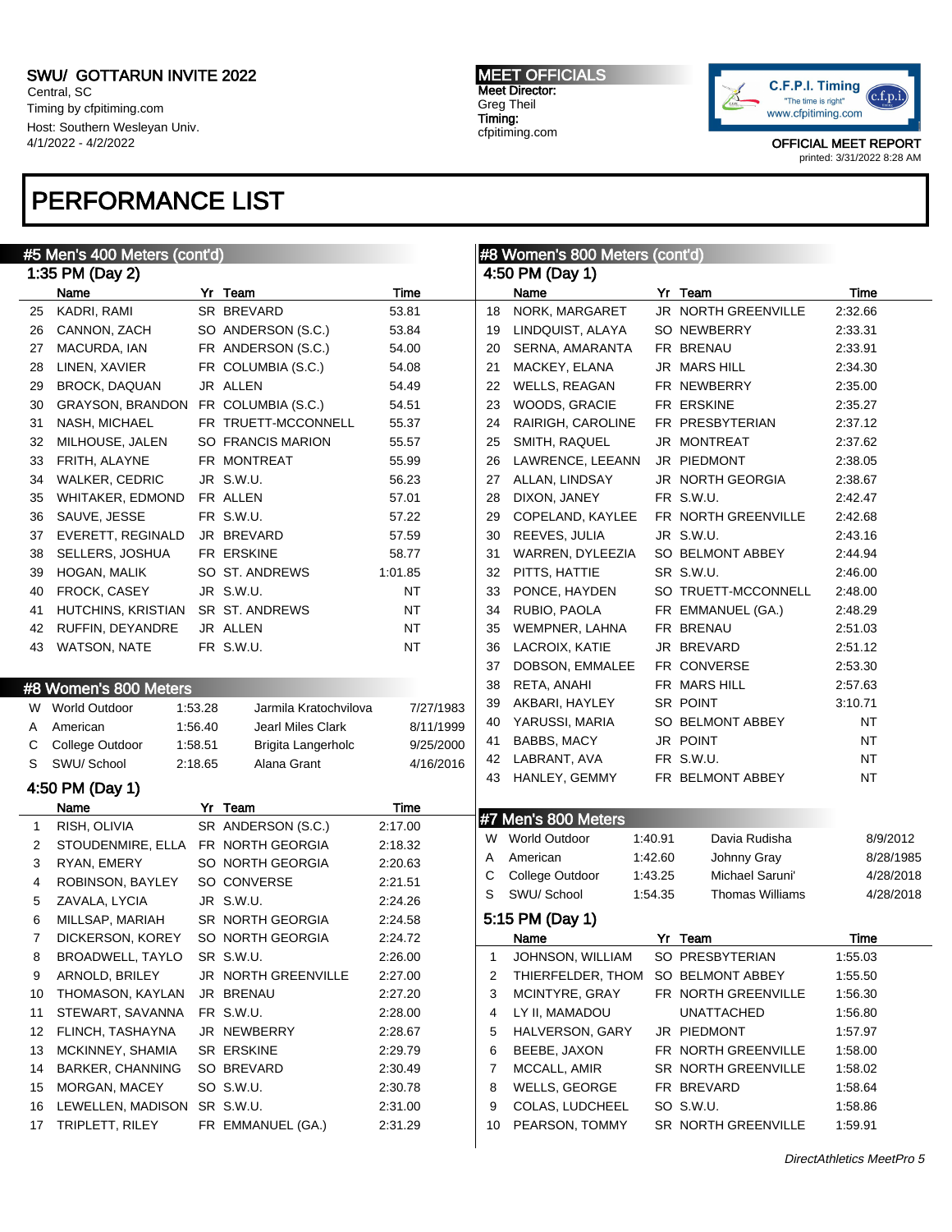SWU/ GOTTARUN INVITE 2022
Central, SC
Timing by cfpitiming.com
Host: Southern Wesleyan Univ.
4/1/2022 - 4/2/2022

MEET OFFICIALS
Meet Director:
Greg Theil
Timing:
cfpitiming.com

OFFICIAL MEET REPORT
printed: 3/31/2022 8:28 AM

# PERFORMANCE LIST

## #5 Men's 400 Meters (cont'd)

### 1:35 PM (Day 2)

| | Name | Yr | Team | Time |
|---|---|---|---|---|
| 25 | KADRI, RAMI | SR | BREVARD | 53.81 |
| 26 | CANNON, ZACH | SO | ANDERSON (S.C.) | 53.84 |
| 27 | MACURDA, IAN | FR | ANDERSON (S.C.) | 54.00 |
| 28 | LINEN, XAVIER | FR | COLUMBIA (S.C.) | 54.08 |
| 29 | BROCK, DAQUAN | JR | ALLEN | 54.49 |
| 30 | GRAYSON, BRANDON | FR | COLUMBIA (S.C.) | 54.51 |
| 31 | NASH, MICHAEL | FR | TRUETT-MCCONNELL | 55.37 |
| 32 | MILHOUSE, JALEN | SO | FRANCIS MARION | 55.57 |
| 33 | FRITH, ALAYNE | FR | MONTREAT | 55.99 |
| 34 | WALKER, CEDRIC | JR | S.W.U. | 56.23 |
| 35 | WHITAKER, EDMOND | FR | ALLEN | 57.01 |
| 36 | SAUVE, JESSE | FR | S.W.U. | 57.22 |
| 37 | EVERETT, REGINALD | JR | BREVARD | 57.59 |
| 38 | SELLERS, JOSHUA | FR | ERSKINE | 58.77 |
| 39 | HOGAN, MALIK | SO | ST. ANDREWS | 1:01.85 |
| 40 | FROCK, CASEY | JR | S.W.U. | NT |
| 41 | HUTCHINS, KRISTIAN | SR | ST. ANDREWS | NT |
| 42 | RUFFIN, DEYANDRE | JR | ALLEN | NT |
| 43 | WATSON, NATE | FR | S.W.U. | NT |

## #8 Women's 800 Meters

| | Record | Time | Name | Date |
|---|---|---|---|---|
| W | World Outdoor | 1:53.28 | Jarmila Kratochvilova | 7/27/1983 |
| A | American | 1:56.40 | Jearl Miles Clark | 8/11/1999 |
| C | College Outdoor | 1:58.51 | Brigita Langerholc | 9/25/2000 |
| S | SWU/ School | 2:18.65 | Alana Grant | 4/16/2016 |

### 4:50 PM (Day 1)

| | Name | Yr | Team | Time |
|---|---|---|---|---|
| 1 | RISH, OLIVIA | SR | ANDERSON (S.C.) | 2:17.00 |
| 2 | STOUDENMIRE, ELLA | FR | NORTH GEORGIA | 2:18.32 |
| 3 | RYAN, EMERY | SO | NORTH GEORGIA | 2:20.63 |
| 4 | ROBINSON, BAYLEY | SO | CONVERSE | 2:21.51 |
| 5 | ZAVALA, LYCIA | JR | S.W.U. | 2:24.26 |
| 6 | MILLSAP, MARIAH | SR | NORTH GEORGIA | 2:24.58 |
| 7 | DICKERSON, KOREY | SO | NORTH GEORGIA | 2:24.72 |
| 8 | BROADWELL, TAYLO | SR | S.W.U. | 2:26.00 |
| 9 | ARNOLD, BRILEY | JR | NORTH GREENVILLE | 2:27.00 |
| 10 | THOMASON, KAYLAN | JR | BRENAU | 2:27.20 |
| 11 | STEWART, SAVANNA | FR | S.W.U. | 2:28.00 |
| 12 | FLINCH, TASHAYNA | JR | NEWBERRY | 2:28.67 |
| 13 | MCKINNEY, SHAMIA | SR | ERSKINE | 2:29.79 |
| 14 | BARKER, CHANNING | SO | BREVARD | 2:30.49 |
| 15 | MORGAN, MACEY | SO | S.W.U. | 2:30.78 |
| 16 | LEWELLEN, MADISON | SR | S.W.U. | 2:31.00 |
| 17 | TRIPLETT, RILEY | FR | EMMANUEL (GA.) | 2:31.29 |
| 18 | NORK, MARGARET | JR | NORTH GREENVILLE | 2:32.66 |
| 19 | LINDQUIST, ALAYA | SO | NEWBERRY | 2:33.31 |
| 20 | SERNA, AMARANTA | FR | BRENAU | 2:33.91 |
| 21 | MACKEY, ELANA | JR | MARS HILL | 2:34.30 |
| 22 | WELLS, REAGAN | FR | NEWBERRY | 2:35.00 |
| 23 | WOODS, GRACIE | FR | ERSKINE | 2:35.27 |
| 24 | RAIRIGH, CAROLINE | FR | PRESBYTERIAN | 2:37.12 |
| 25 | SMITH, RAQUEL | JR | MONTREAT | 2:37.62 |
| 26 | LAWRENCE, LEEANN | JR | PIEDMONT | 2:38.05 |
| 27 | ALLAN, LINDSAY | JR | NORTH GEORGIA | 2:38.67 |
| 28 | DIXON, JANEY | FR | S.W.U. | 2:42.47 |
| 29 | COPELAND, KAYLEE | FR | NORTH GREENVILLE | 2:42.68 |
| 30 | REEVES, JULIA | JR | S.W.U. | 2:43.16 |
| 31 | WARREN, DYLEEZIA | SO | BELMONT ABBEY | 2:44.94 |
| 32 | PITTS, HATTIE | SR | S.W.U. | 2:46.00 |
| 33 | PONCE, HAYDEN | SO | TRUETT-MCCONNELL | 2:48.00 |
| 34 | RUBIO, PAOLA | FR | EMMANUEL (GA.) | 2:48.29 |
| 35 | WEMPNER, LAHNA | FR | BRENAU | 2:51.03 |
| 36 | LACROIX, KATIE | JR | BREVARD | 2:51.12 |
| 37 | DOBSON, EMMALEE | FR | CONVERSE | 2:53.30 |
| 38 | RETA, ANAHI | FR | MARS HILL | 2:57.63 |
| 39 | AKBARI, HAYLEY | SR | POINT | 3:10.71 |
| 40 | YARUSSI, MARIA | SO | BELMONT ABBEY | NT |
| 41 | BABBS, MACY | JR | POINT | NT |
| 42 | LABRANT, AVA | FR | S.W.U. | NT |
| 43 | HANLEY, GEMMY | FR | BELMONT ABBEY | NT |

## #7 Men's 800 Meters

| | Record | Time | Name | Date |
|---|---|---|---|---|
| W | World Outdoor | 1:40.91 | Davia Rudisha | 8/9/2012 |
| A | American | 1:42.60 | Johnny Gray | 8/28/1985 |
| C | College Outdoor | 1:43.25 | Michael Saruni' | 4/28/2018 |
| S | SWU/ School | 1:54.35 | Thomas Williams | 4/28/2018 |

### 5:15 PM (Day 1)

| | Name | Yr | Team | Time |
|---|---|---|---|---|
| 1 | JOHNSON, WILLIAM | SO | PRESBYTERIAN | 1:55.03 |
| 2 | THIERFELDER, THOM | SO | BELMONT ABBEY | 1:55.50 |
| 3 | MCINTYRE, GRAY | FR | NORTH GREENVILLE | 1:56.30 |
| 4 | LY II, MAMADOU | | UNATTACHED | 1:56.80 |
| 5 | HALVERSON, GARY | JR | PIEDMONT | 1:57.97 |
| 6 | BEEBE, JAXON | FR | NORTH GREENVILLE | 1:58.00 |
| 7 | MCCALL, AMIR | SR | NORTH GREENVILLE | 1:58.02 |
| 8 | WELLS, GEORGE | FR | BREVARD | 1:58.64 |
| 9 | COLAS, LUDCHEEL | SO | S.W.U. | 1:58.86 |
| 10 | PEARSON, TOMMY | SR | NORTH GREENVILLE | 1:59.91 |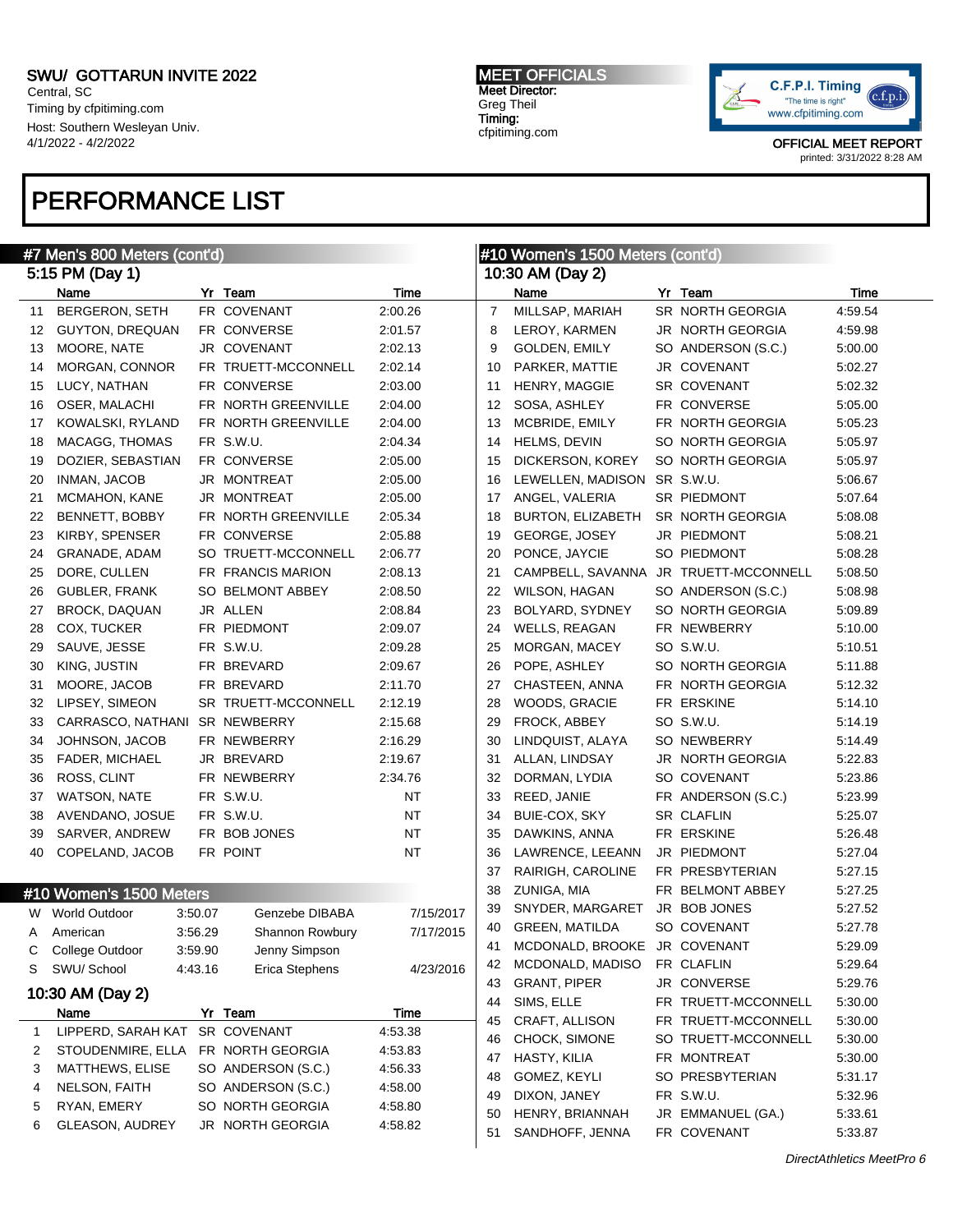SWU/ GOTTARUN INVITE 2022
Central, SC
Timing by cfpitiming.com
Host: Southern Wesleyan Univ.
4/1/2022 - 4/2/2022

MEET OFFICIALS
Meet Director:
Greg Theil
Timing:
cfpitiming.com

OFFICIAL MEET REPORT
printed: 3/31/2022 8:28 AM

# PERFORMANCE LIST

## #7 Men's 800 Meters (cont'd)

### 5:15 PM (Day 1)

| | Name | Yr | Team | Time |
|---|---|---|---|---|
| 11 | BERGERON, SETH | FR | COVENANT | 2:00.26 |
| 12 | GUYTON, DREQUAN | FR | CONVERSE | 2:01.57 |
| 13 | MOORE, NATE | JR | COVENANT | 2:02.13 |
| 14 | MORGAN, CONNOR | FR | TRUETT-MCCONNELL | 2:02.14 |
| 15 | LUCY, NATHAN | FR | CONVERSE | 2:03.00 |
| 16 | OSER, MALACHI | FR | NORTH GREENVILLE | 2:04.00 |
| 17 | KOWALSKI, RYLAND | FR | NORTH GREENVILLE | 2:04.00 |
| 18 | MACAGG, THOMAS | FR | S.W.U. | 2:04.34 |
| 19 | DOZIER, SEBASTIAN | FR | CONVERSE | 2:05.00 |
| 20 | INMAN, JACOB | JR | MONTREAT | 2:05.00 |
| 21 | MCMAHON, KANE | JR | MONTREAT | 2:05.00 |
| 22 | BENNETT, BOBBY | FR | NORTH GREENVILLE | 2:05.34 |
| 23 | KIRBY, SPENSER | FR | CONVERSE | 2:05.88 |
| 24 | GRANADE, ADAM | SO | TRUETT-MCCONNELL | 2:06.77 |
| 25 | DORE, CULLEN | FR | FRANCIS MARION | 2:08.13 |
| 26 | GUBLER, FRANK | SO | BELMONT ABBEY | 2:08.50 |
| 27 | BROCK, DAQUAN | JR | ALLEN | 2:08.84 |
| 28 | COX, TUCKER | FR | PIEDMONT | 2:09.07 |
| 29 | SAUVE, JESSE | FR | S.W.U. | 2:09.28 |
| 30 | KING, JUSTIN | FR | BREVARD | 2:09.67 |
| 31 | MOORE, JACOB | FR | BREVARD | 2:11.70 |
| 32 | LIPSEY, SIMEON | SR | TRUETT-MCCONNELL | 2:12.19 |
| 33 | CARRASCO, NATHANI | SR | NEWBERRY | 2:15.68 |
| 34 | JOHNSON, JACOB | FR | NEWBERRY | 2:16.29 |
| 35 | FADER, MICHAEL | JR | BREVARD | 2:19.67 |
| 36 | ROSS, CLINT | FR | NEWBERRY | 2:34.76 |
| 37 | WATSON, NATE | FR | S.W.U. | NT |
| 38 | AVENDANO, JOSUE | FR | S.W.U. | NT |
| 39 | SARVER, ANDREW | FR | BOB JONES | NT |
| 40 | COPELAND, JACOB | FR | POINT | NT |

## #10 Women's 1500 Meters

| | | | | |
|---|---|---|---|---|
| W | World Outdoor | 3:50.07 | Genzebe DIBABA | 7/15/2017 |
| A | American | 3:56.29 | Shannon Rowbury | 7/17/2015 |
| C | College Outdoor | 3:59.90 | Jenny Simpson | |
| S | SWU/ School | 4:43.16 | Erica Stephens | 4/23/2016 |

### 10:30 AM (Day 2)

| | Name | Yr | Team | Time |
|---|---|---|---|---|
| 1 | LIPPERD, SARAH KAT | SR | COVENANT | 4:53.38 |
| 2 | STOUDENMIRE, ELLA | FR | NORTH GEORGIA | 4:53.83 |
| 3 | MATTHEWS, ELISE | SO | ANDERSON (S.C.) | 4:56.33 |
| 4 | NELSON, FAITH | SO | ANDERSON (S.C.) | 4:58.00 |
| 5 | RYAN, EMERY | SO | NORTH GEORGIA | 4:58.80 |
| 6 | GLEASON, AUDREY | JR | NORTH GEORGIA | 4:58.82 |
| 7 | MILLSAP, MARIAH | SR | NORTH GEORGIA | 4:59.54 |
| 8 | LEROY, KARMEN | JR | NORTH GEORGIA | 4:59.98 |
| 9 | GOLDEN, EMILY | SO | ANDERSON (S.C.) | 5:00.00 |
| 10 | PARKER, MATTIE | JR | COVENANT | 5:02.27 |
| 11 | HENRY, MAGGIE | SR | COVENANT | 5:02.32 |
| 12 | SOSA, ASHLEY | FR | CONVERSE | 5:05.00 |
| 13 | MCBRIDE, EMILY | FR | NORTH GEORGIA | 5:05.23 |
| 14 | HELMS, DEVIN | SO | NORTH GEORGIA | 5:05.97 |
| 15 | DICKERSON, KOREY | SO | NORTH GEORGIA | 5:05.97 |
| 16 | LEWELLEN, MADISON | SR | S.W.U. | 5:06.67 |
| 17 | ANGEL, VALERIA | SR | PIEDMONT | 5:07.64 |
| 18 | BURTON, ELIZABETH | SR | NORTH GEORGIA | 5:08.08 |
| 19 | GEORGE, JOSEY | JR | PIEDMONT | 5:08.21 |
| 20 | PONCE, JAYCIE | SO | PIEDMONT | 5:08.28 |
| 21 | CAMPBELL, SAVANNA | JR | TRUETT-MCCONNELL | 5:08.50 |
| 22 | WILSON, HAGAN | SO | ANDERSON (S.C.) | 5:08.98 |
| 23 | BOLYARD, SYDNEY | SO | NORTH GEORGIA | 5:09.89 |
| 24 | WELLS, REAGAN | FR | NEWBERRY | 5:10.00 |
| 25 | MORGAN, MACEY | SO | S.W.U. | 5:10.51 |
| 26 | POPE, ASHLEY | SO | NORTH GEORGIA | 5:11.88 |
| 27 | CHASTEEN, ANNA | FR | NORTH GEORGIA | 5:12.32 |
| 28 | WOODS, GRACIE | FR | ERSKINE | 5:14.10 |
| 29 | FROCK, ABBEY | SO | S.W.U. | 5:14.19 |
| 30 | LINDQUIST, ALAYA | SO | NEWBERRY | 5:14.49 |
| 31 | ALLAN, LINDSAY | JR | NORTH GEORGIA | 5:22.83 |
| 32 | DORMAN, LYDIA | SO | COVENANT | 5:23.86 |
| 33 | REED, JANIE | FR | ANDERSON (S.C.) | 5:23.99 |
| 34 | BUIE-COX, SKY | SR | CLAFLIN | 5:25.07 |
| 35 | DAWKINS, ANNA | FR | ERSKINE | 5:26.48 |
| 36 | LAWRENCE, LEEANN | JR | PIEDMONT | 5:27.04 |
| 37 | RAIRIGH, CAROLINE | FR | PRESBYTERIAN | 5:27.15 |
| 38 | ZUNIGA, MIA | FR | BELMONT ABBEY | 5:27.25 |
| 39 | SNYDER, MARGARET | JR | BOB JONES | 5:27.52 |
| 40 | GREEN, MATILDA | SO | COVENANT | 5:27.78 |
| 41 | MCDONALD, BROOKE | JR | COVENANT | 5:29.09 |
| 42 | MCDONALD, MADISO | FR | CLAFLIN | 5:29.64 |
| 43 | GRANT, PIPER | JR | CONVERSE | 5:29.76 |
| 44 | SIMS, ELLE | FR | TRUETT-MCCONNELL | 5:30.00 |
| 45 | CRAFT, ALLISON | FR | TRUETT-MCCONNELL | 5:30.00 |
| 46 | CHOCK, SIMONE | SO | TRUETT-MCCONNELL | 5:30.00 |
| 47 | HASTY, KILIA | FR | MONTREAT | 5:30.00 |
| 48 | GOMEZ, KEYLI | SO | PRESBYTERIAN | 5:31.17 |
| 49 | DIXON, JANEY | FR | S.W.U. | 5:32.96 |
| 50 | HENRY, BRIANNAH | JR | EMMANUEL (GA.) | 5:33.61 |
| 51 | SANDHOFF, JENNA | FR | COVENANT | 5:33.87 |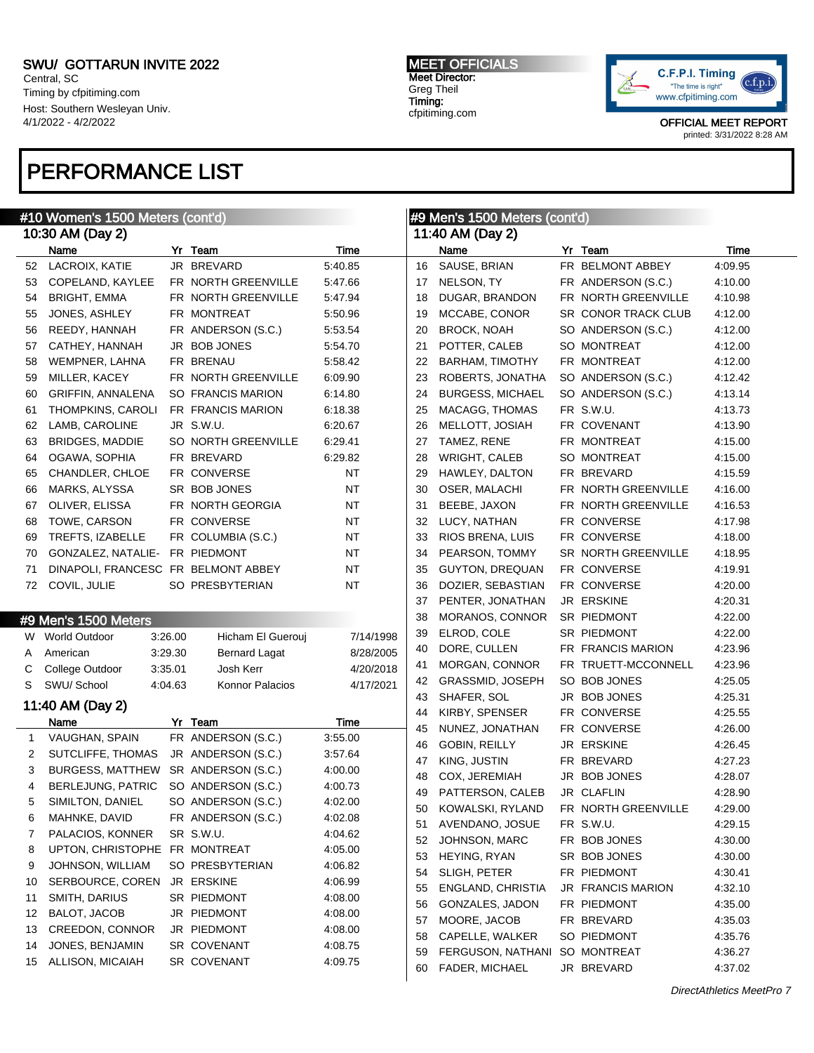SWU/ GOTTARUN INVITE 2022
Central, SC
Timing by cfpitiming.com
Host: Southern Wesleyan Univ.
4/1/2022 - 4/2/2022

MEET OFFICIALS
Meet Director:
Greg Theil
Timing:
cfpitiming.com

OFFICIAL MEET REPORT
printed: 3/31/2022 8:28 AM

# PERFORMANCE LIST

## #10 Women's 1500 Meters (cont'd)

### 10:30 AM (Day 2)

| | Name | Yr | Team | Time |
|---|---|---|---|---|
| 52 | LACROIX, KATIE | JR | BREVARD | 5:40.85 |
| 53 | COPELAND, KAYLEE | FR | NORTH GREENVILLE | 5:47.66 |
| 54 | BRIGHT, EMMA | FR | NORTH GREENVILLE | 5:47.94 |
| 55 | JONES, ASHLEY | FR | MONTREAT | 5:50.96 |
| 56 | REEDY, HANNAH | FR | ANDERSON (S.C.) | 5:53.54 |
| 57 | CATHEY, HANNAH | JR | BOB JONES | 5:54.70 |
| 58 | WEMPNER, LAHNA | FR | BRENAU | 5:58.42 |
| 59 | MILLER, KACEY | FR | NORTH GREENVILLE | 6:09.90 |
| 60 | GRIFFIN, ANNALENA | SO | FRANCIS MARION | 6:14.80 |
| 61 | THOMPKINS, CAROLI | FR | FRANCIS MARION | 6:18.38 |
| 62 | LAMB, CAROLINE | JR | S.W.U. | 6:20.67 |
| 63 | BRIDGES, MADDIE | SO | NORTH GREENVILLE | 6:29.41 |
| 64 | OGAWA, SOPHIA | FR | BREVARD | 6:29.82 |
| 65 | CHANDLER, CHLOE | FR | CONVERSE | NT |
| 66 | MARKS, ALYSSA | SR | BOB JONES | NT |
| 67 | OLIVER, ELISSA | FR | NORTH GEORGIA | NT |
| 68 | TOWE, CARSON | FR | CONVERSE | NT |
| 69 | TREFTS, IZABELLE | FR | COLUMBIA (S.C.) | NT |
| 70 | GONZALEZ, NATALIE- | FR | PIEDMONT | NT |
| 71 | DINAPOLI, FRANCESC | FR | BELMONT ABBEY | NT |
| 72 | COVIL, JULIE | SO | PRESBYTERIAN | NT |

## #9 Men's 1500 Meters

| | Record | Time | Holder | Date |
|---|---|---|---|---|
| W | World Outdoor | 3:26.00 | Hicham El Guerouj | 7/14/1998 |
| A | American | 3:29.30 | Bernard Lagat | 8/28/2005 |
| C | College Outdoor | 3:35.01 | Josh Kerr | 4/20/2018 |
| S | SWU/ School | 4:04.63 | Konnor Palacios | 4/17/2021 |

### 11:40 AM (Day 2)

| | Name | Yr | Team | Time |
|---|---|---|---|---|
| 1 | VAUGHAN, SPAIN | FR | ANDERSON (S.C.) | 3:55.00 |
| 2 | SUTCLIFFE, THOMAS | JR | ANDERSON (S.C.) | 3:57.64 |
| 3 | BURGESS, MATTHEW | SR | ANDERSON (S.C.) | 4:00.00 |
| 4 | BERLEJUNG, PATRIC | SO | ANDERSON (S.C.) | 4:00.73 |
| 5 | SIMILTON, DANIEL | SO | ANDERSON (S.C.) | 4:02.00 |
| 6 | MAHNKE, DAVID | FR | ANDERSON (S.C.) | 4:02.08 |
| 7 | PALACIOS, KONNER | SR | S.W.U. | 4:04.62 |
| 8 | UPTON, CHRISTOPHE | FR | MONTREAT | 4:05.00 |
| 9 | JOHNSON, WILLIAM | SO | PRESBYTERIAN | 4:06.82 |
| 10 | SERBOURCE, COREN | JR | ERSKINE | 4:06.99 |
| 11 | SMITH, DARIUS | SR | PIEDMONT | 4:08.00 |
| 12 | BALOT, JACOB | JR | PIEDMONT | 4:08.00 |
| 13 | CREEDON, CONNOR | JR | PIEDMONT | 4:08.00 |
| 14 | JONES, BENJAMIN | SR | COVENANT | 4:08.75 |
| 15 | ALLISON, MICAIAH | SR | COVENANT | 4:09.75 |

## #9 Men's 1500 Meters (cont'd)

### 11:40 AM (Day 2)

| | Name | Yr | Team | Time |
|---|---|---|---|---|
| 16 | SAUSE, BRIAN | FR | BELMONT ABBEY | 4:09.95 |
| 17 | NELSON, TY | FR | ANDERSON (S.C.) | 4:10.00 |
| 18 | DUGAR, BRANDON | FR | NORTH GREENVILLE | 4:10.98 |
| 19 | MCCABE, CONOR | SR | CONOR TRACK CLUB | 4:12.00 |
| 20 | BROCK, NOAH | SO | ANDERSON (S.C.) | 4:12.00 |
| 21 | POTTER, CALEB | SO | MONTREAT | 4:12.00 |
| 22 | BARHAM, TIMOTHY | FR | MONTREAT | 4:12.00 |
| 23 | ROBERTS, JONATHA | SO | ANDERSON (S.C.) | 4:12.42 |
| 24 | BURGESS, MICHAEL | SO | ANDERSON (S.C.) | 4:13.14 |
| 25 | MACAGG, THOMAS | FR | S.W.U. | 4:13.73 |
| 26 | MELLOTT, JOSIAH | FR | COVENANT | 4:13.90 |
| 27 | TAMEZ, RENE | FR | MONTREAT | 4:15.00 |
| 28 | WRIGHT, CALEB | SO | MONTREAT | 4:15.00 |
| 29 | HAWLEY, DALTON | FR | BREVARD | 4:15.59 |
| 30 | OSER, MALACHI | FR | NORTH GREENVILLE | 4:16.00 |
| 31 | BEEBE, JAXON | FR | NORTH GREENVILLE | 4:16.53 |
| 32 | LUCY, NATHAN | FR | CONVERSE | 4:17.98 |
| 33 | RIOS BRENA, LUIS | FR | CONVERSE | 4:18.00 |
| 34 | PEARSON, TOMMY | SR | NORTH GREENVILLE | 4:18.95 |
| 35 | GUYTON, DREQUAN | FR | CONVERSE | 4:19.91 |
| 36 | DOZIER, SEBASTIAN | FR | CONVERSE | 4:20.00 |
| 37 | PENTER, JONATHAN | JR | ERSKINE | 4:20.31 |
| 38 | MORANOS, CONNOR | SR | PIEDMONT | 4:22.00 |
| 39 | ELROD, COLE | SR | PIEDMONT | 4:22.00 |
| 40 | DORE, CULLEN | FR | FRANCIS MARION | 4:23.96 |
| 41 | MORGAN, CONNOR | FR | TRUETT-MCCONNELL | 4:23.96 |
| 42 | GRASSMID, JOSEPH | SO | BOB JONES | 4:25.05 |
| 43 | SHAFER, SOL | JR | BOB JONES | 4:25.31 |
| 44 | KIRBY, SPENSER | FR | CONVERSE | 4:25.55 |
| 45 | NUNEZ, JONATHAN | FR | CONVERSE | 4:26.00 |
| 46 | GOBIN, REILLY | JR | ERSKINE | 4:26.45 |
| 47 | KING, JUSTIN | FR | BREVARD | 4:27.23 |
| 48 | COX, JEREMIAH | JR | BOB JONES | 4:28.07 |
| 49 | PATTERSON, CALEB | JR | CLAFLIN | 4:28.90 |
| 50 | KOWALSKI, RYLAND | FR | NORTH GREENVILLE | 4:29.00 |
| 51 | AVENDANO, JOSUE | FR | S.W.U. | 4:29.15 |
| 52 | JOHNSON, MARC | FR | BOB JONES | 4:30.00 |
| 53 | HEYING, RYAN | SR | BOB JONES | 4:30.00 |
| 54 | SLIGH, PETER | FR | PIEDMONT | 4:30.41 |
| 55 | ENGLAND, CHRISTIA | JR | FRANCIS MARION | 4:32.10 |
| 56 | GONZALES, JADON | FR | PIEDMONT | 4:35.00 |
| 57 | MOORE, JACOB | FR | BREVARD | 4:35.03 |
| 58 | CAPELLE, WALKER | SO | PIEDMONT | 4:35.76 |
| 59 | FERGUSON, NATHANI | SO | MONTREAT | 4:36.27 |
| 60 | FADER, MICHAEL | JR | BREVARD | 4:37.02 |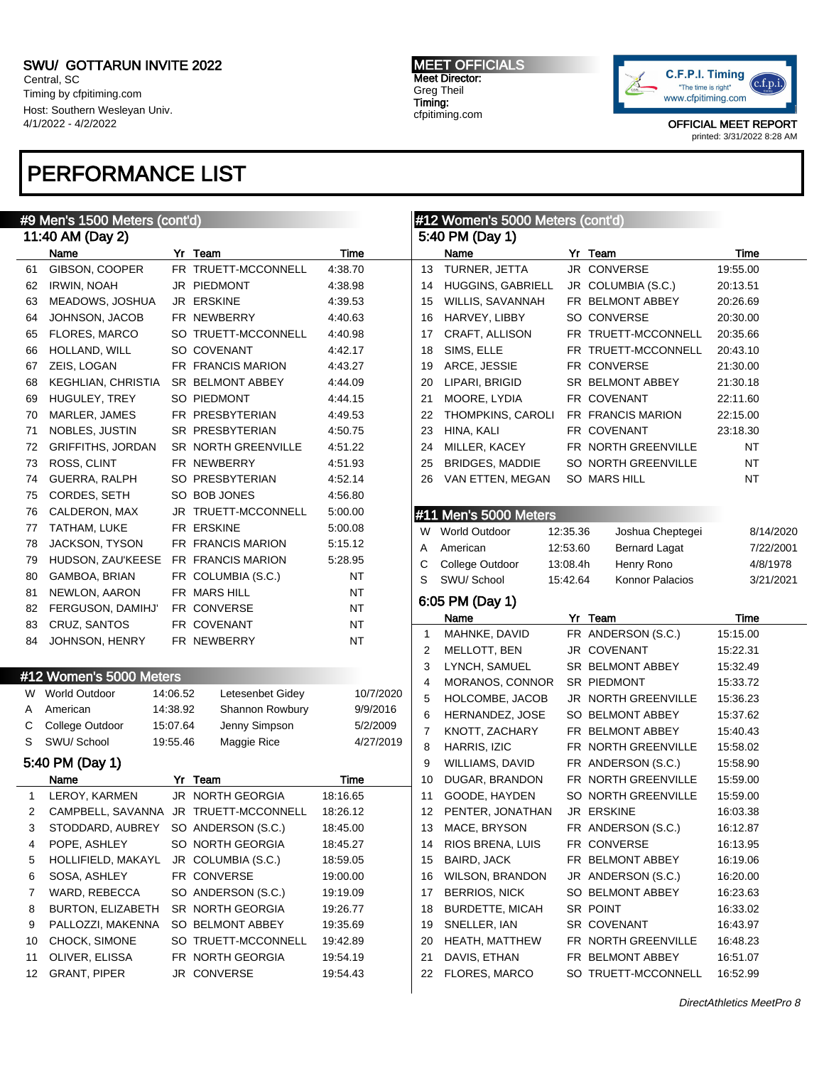SWU/ GOTTARUN INVITE 2022
Central, SC
Timing by cfpitiming.com
Host: Southern Wesleyan Univ.
4/1/2022 - 4/2/2022

MEET OFFICIALS
Meet Director:
Greg Theil
Timing:
cfpitiming.com

OFFICIAL MEET REPORT
printed: 3/31/2022 8:28 AM

# PERFORMANCE LIST

## #9 Men's 1500 Meters (cont'd)

### 11:40 AM (Day 2)

| | Name | Yr | Team | Time |
|---|---|---|---|---|
| 61 | GIBSON, COOPER | FR | TRUETT-MCCONNELL | 4:38.70 |
| 62 | IRWIN, NOAH | JR | PIEDMONT | 4:38.98 |
| 63 | MEADOWS, JOSHUA | JR | ERSKINE | 4:39.53 |
| 64 | JOHNSON, JACOB | FR | NEWBERRY | 4:40.63 |
| 65 | FLORES, MARCO | SO | TRUETT-MCCONNELL | 4:40.98 |
| 66 | HOLLAND, WILL | SO | COVENANT | 4:42.17 |
| 67 | ZEIS, LOGAN | FR | FRANCIS MARION | 4:43.27 |
| 68 | KEGHLIAN, CHRISTIA | SR | BELMONT ABBEY | 4:44.09 |
| 69 | HUGULEY, TREY | SO | PIEDMONT | 4:44.15 |
| 70 | MARLER, JAMES | FR | PRESBYTERIAN | 4:49.53 |
| 71 | NOBLES, JUSTIN | SR | PRESBYTERIAN | 4:50.75 |
| 72 | GRIFFITHS, JORDAN | SR | NORTH GREENVILLE | 4:51.22 |
| 73 | ROSS, CLINT | FR | NEWBERRY | 4:51.93 |
| 74 | GUERRA, RALPH | SO | PRESBYTERIAN | 4:52.14 |
| 75 | CORDES, SETH | SO | BOB JONES | 4:56.80 |
| 76 | CALDERON, MAX | JR | TRUETT-MCCONNELL | 5:00.00 |
| 77 | TATHAM, LUKE | FR | ERSKINE | 5:00.08 |
| 78 | JACKSON, TYSON | FR | FRANCIS MARION | 5:15.12 |
| 79 | HUDSON, ZAU'KEESE | FR | FRANCIS MARION | 5:28.95 |
| 80 | GAMBOA, BRIAN | FR | COLUMBIA (S.C.) | NT |
| 81 | NEWLON, AARON | FR | MARS HILL | NT |
| 82 | FERGUSON, DAMIHJ' | FR | CONVERSE | NT |
| 83 | CRUZ, SANTOS | FR | COVENANT | NT |
| 84 | JOHNSON, HENRY | FR | NEWBERRY | NT |

## #12 Women's 5000 Meters

| | Record | Mark | Holder | Date |
|---|---|---|---|---|
| W | World Outdoor | 14:06.52 | Letesenbet Gidey | 10/7/2020 |
| A | American | 14:38.92 | Shannon Rowbury | 9/9/2016 |
| C | College Outdoor | 15:07.64 | Jenny Simpson | 5/2/2009 |
| S | SWU/ School | 19:55.46 | Maggie Rice | 4/27/2019 |

### 5:40 PM (Day 1)

| | Name | Yr | Team | Time |
|---|---|---|---|---|
| 1 | LEROY, KARMEN | JR | NORTH GEORGIA | 18:16.65 |
| 2 | CAMPBELL, SAVANNA | JR | TRUETT-MCCONNELL | 18:26.12 |
| 3 | STODDARD, AUBREY | SO | ANDERSON (S.C.) | 18:45.00 |
| 4 | POPE, ASHLEY | SO | NORTH GEORGIA | 18:45.27 |
| 5 | HOLLIFIELD, MAKAYL | JR | COLUMBIA (S.C.) | 18:59.05 |
| 6 | SOSA, ASHLEY | FR | CONVERSE | 19:00.00 |
| 7 | WARD, REBECCA | SO | ANDERSON (S.C.) | 19:19.09 |
| 8 | BURTON, ELIZABETH | SR | NORTH GEORGIA | 19:26.77 |
| 9 | PALLOZZI, MAKENNA | SO | BELMONT ABBEY | 19:35.69 |
| 10 | CHOCK, SIMONE | SO | TRUETT-MCCONNELL | 19:42.89 |
| 11 | OLIVER, ELISSA | FR | NORTH GEORGIA | 19:54.19 |
| 12 | GRANT, PIPER | JR | CONVERSE | 19:54.43 |

## #12 Women's 5000 Meters (cont'd)

### 5:40 PM (Day 1)

| | Name | Yr | Team | Time |
|---|---|---|---|---|
| 13 | TURNER, JETTA | JR | CONVERSE | 19:55.00 |
| 14 | HUGGINS, GABRIELL | JR | COLUMBIA (S.C.) | 20:13.51 |
| 15 | WILLIS, SAVANNAH | FR | BELMONT ABBEY | 20:26.69 |
| 16 | HARVEY, LIBBY | SO | CONVERSE | 20:30.00 |
| 17 | CRAFT, ALLISON | FR | TRUETT-MCCONNELL | 20:35.66 |
| 18 | SIMS, ELLE | FR | TRUETT-MCCONNELL | 20:43.10 |
| 19 | ARCE, JESSIE | FR | CONVERSE | 21:30.00 |
| 20 | LIPARI, BRIGID | SR | BELMONT ABBEY | 21:30.18 |
| 21 | MOORE, LYDIA | FR | COVENANT | 22:11.60 |
| 22 | THOMPKINS, CAROLI | FR | FRANCIS MARION | 22:15.00 |
| 23 | HINA, KALI | FR | COVENANT | 23:18.30 |
| 24 | MILLER, KACEY | FR | NORTH GREENVILLE | NT |
| 25 | BRIDGES, MADDIE | SO | NORTH GREENVILLE | NT |
| 26 | VAN ETTEN, MEGAN | SO | MARS HILL | NT |

## #11 Men's 5000 Meters

| | Record | Mark | Holder | Date |
|---|---|---|---|---|
| W | World Outdoor | 12:35.36 | Joshua Cheptegei | 8/14/2020 |
| A | American | 12:53.60 | Bernard Lagat | 7/22/2001 |
| C | College Outdoor | 13:08.4h | Henry Rono | 4/8/1978 |
| S | SWU/ School | 15:42.64 | Konnor Palacios | 3/21/2021 |

### 6:05 PM (Day 1)

| | Name | Yr | Team | Time |
|---|---|---|---|---|
| 1 | MAHNKE, DAVID | FR | ANDERSON (S.C.) | 15:15.00 |
| 2 | MELLOTT, BEN | JR | COVENANT | 15:22.31 |
| 3 | LYNCH, SAMUEL | SR | BELMONT ABBEY | 15:32.49 |
| 4 | MORANOS, CONNOR | SR | PIEDMONT | 15:33.72 |
| 5 | HOLCOMBE, JACOB | JR | NORTH GREENVILLE | 15:36.23 |
| 6 | HERNANDEZ, JOSE | SO | BELMONT ABBEY | 15:37.62 |
| 7 | KNOTT, ZACHARY | FR | BELMONT ABBEY | 15:40.43 |
| 8 | HARRIS, IZIC | FR | NORTH GREENVILLE | 15:58.02 |
| 9 | WILLIAMS, DAVID | FR | ANDERSON (S.C.) | 15:58.90 |
| 10 | DUGAR, BRANDON | FR | NORTH GREENVILLE | 15:59.00 |
| 11 | GOODE, HAYDEN | SO | NORTH GREENVILLE | 15:59.00 |
| 12 | PENTER, JONATHAN | JR | ERSKINE | 16:03.38 |
| 13 | MACE, BRYSON | FR | ANDERSON (S.C.) | 16:12.87 |
| 14 | RIOS BRENA, LUIS | FR | CONVERSE | 16:13.95 |
| 15 | BAIRD, JACK | FR | BELMONT ABBEY | 16:19.06 |
| 16 | WILSON, BRANDON | JR | ANDERSON (S.C.) | 16:20.00 |
| 17 | BERRIOS, NICK | SO | BELMONT ABBEY | 16:23.63 |
| 18 | BURDETTE, MICAH | SR | POINT | 16:33.02 |
| 19 | SNELLER, IAN | SR | COVENANT | 16:43.97 |
| 20 | HEATH, MATTHEW | FR | NORTH GREENVILLE | 16:48.23 |
| 21 | DAVIS, ETHAN | FR | BELMONT ABBEY | 16:51.07 |
| 22 | FLORES, MARCO | SO | TRUETT-MCCONNELL | 16:52.99 |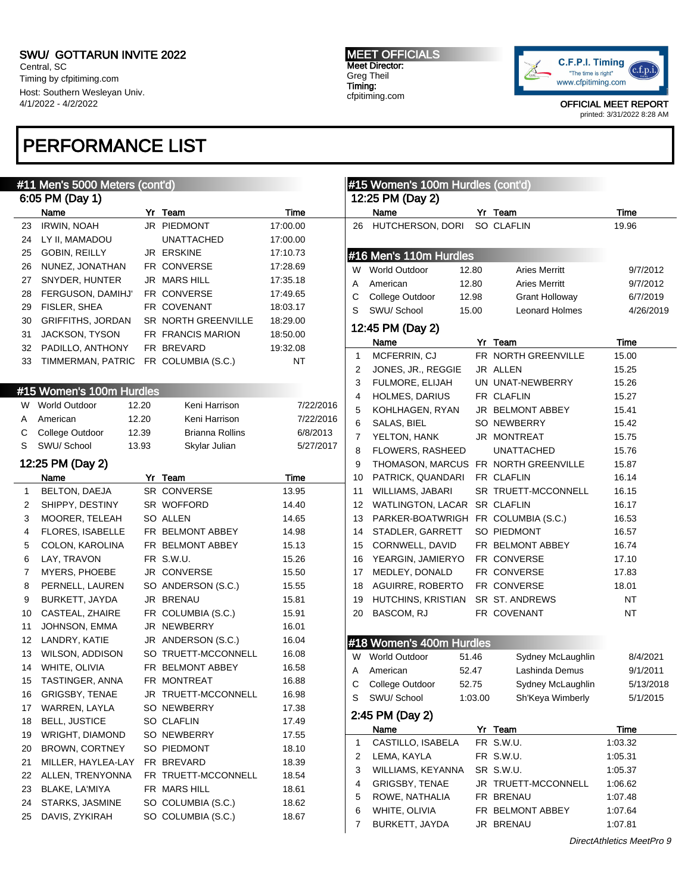SWU/ GOTTARUN INVITE 2022
Central, SC
Timing by cfpitiming.com
Host: Southern Wesleyan Univ.
4/1/2022 - 4/2/2022

MEET OFFICIALS
Meet Director:
Greg Theil
Timing:
cfpitiming.com

OFFICIAL MEET REPORT
printed: 3/31/2022 8:28 AM

# PERFORMANCE LIST

## #11 Men's 5000 Meters (cont'd)

### 6:05 PM (Day 1)

| | Name | Yr | Team | Time |
|---|---|---|---|---|
| 23 | IRWIN, NOAH | JR | PIEDMONT | 17:00.00 |
| 24 | LY II, MAMADOU | | UNATTACHED | 17:00.00 |
| 25 | GOBIN, REILLY | JR | ERSKINE | 17:10.73 |
| 26 | NUNEZ, JONATHAN | FR | CONVERSE | 17:28.69 |
| 27 | SNYDER, HUNTER | JR | MARS HILL | 17:35.18 |
| 28 | FERGUSON, DAMIHJ' | FR | CONVERSE | 17:49.65 |
| 29 | FISLER, SHEA | FR | COVENANT | 18:03.17 |
| 30 | GRIFFITHS, JORDAN | SR | NORTH GREENVILLE | 18:29.00 |
| 31 | JACKSON, TYSON | FR | FRANCIS MARION | 18:50.00 |
| 32 | PADILLO, ANTHONY | FR | BREVARD | 19:32.08 |
| 33 | TIMMERMAN, PATRIC | FR | COLUMBIA (S.C.) | NT |

## #15 Women's 100m Hurdles

| | Record | Mark | Holder | Date |
|---|---|---|---|---|
| W | World Outdoor | 12.20 | Keni Harrison | 7/22/2016 |
| A | American | 12.20 | Keni Harrison | 7/22/2016 |
| C | College Outdoor | 12.39 | Brianna Rollins | 6/8/2013 |
| S | SWU/ School | 13.93 | Skylar Julian | 5/27/2017 |

### 12:25 PM (Day 2)

| | Name | Yr | Team | Time |
|---|---|---|---|---|
| 1 | BELTON, DAEJA | SR | CONVERSE | 13.95 |
| 2 | SHIPPY, DESTINY | SR | WOFFORD | 14.40 |
| 3 | MOORER, TELEAH | SO | ALLEN | 14.65 |
| 4 | FLORES, ISABELLE | FR | BELMONT ABBEY | 14.98 |
| 5 | COLON, KAROLINA | FR | BELMONT ABBEY | 15.13 |
| 6 | LAY, TRAVON | FR | S.W.U. | 15.26 |
| 7 | MYERS, PHOEBE | JR | CONVERSE | 15.50 |
| 8 | PERNELL, LAUREN | SO | ANDERSON (S.C.) | 15.55 |
| 9 | BURKETT, JAYDA | JR | BRENAU | 15.81 |
| 10 | CASTEAL, ZHAIRE | FR | COLUMBIA (S.C.) | 15.91 |
| 11 | JOHNSON, EMMA | JR | NEWBERRY | 16.01 |
| 12 | LANDRY, KATIE | JR | ANDERSON (S.C.) | 16.04 |
| 13 | WILSON, ADDISON | SO | TRUETT-MCCONNELL | 16.08 |
| 14 | WHITE, OLIVIA | FR | BELMONT ABBEY | 16.58 |
| 15 | TASTINGER, ANNA | FR | MONTREAT | 16.88 |
| 16 | GRIGSBY, TENAE | JR | TRUETT-MCCONNELL | 16.98 |
| 17 | WARREN, LAYLA | SO | NEWBERRY | 17.38 |
| 18 | BELL, JUSTICE | SO | CLAFLIN | 17.49 |
| 19 | WRIGHT, DIAMOND | SO | NEWBERRY | 17.55 |
| 20 | BROWN, CORTNEY | SO | PIEDMONT | 18.10 |
| 21 | MILLER, HAYLEA-LAY | FR | BREVARD | 18.39 |
| 22 | ALLEN, TRENYONNA | FR | TRUETT-MCCONNELL | 18.54 |
| 23 | BLAKE, LA'MIYA | FR | MARS HILL | 18.61 |
| 24 | STARKS, JASMINE | SO | COLUMBIA (S.C.) | 18.62 |
| 25 | DAVIS, ZYKIRAH | SO | COLUMBIA (S.C.) | 18.67 |
| 26 | HUTCHERSON, DORI | SO | CLAFLIN | 19.96 |

## #16 Men's 110m Hurdles

| | Record | Mark | Holder | Date |
|---|---|---|---|---|
| W | World Outdoor | 12.80 | Aries Merritt | 9/7/2012 |
| A | American | 12.80 | Aries Merritt | 9/7/2012 |
| C | College Outdoor | 12.98 | Grant Holloway | 6/7/2019 |
| S | SWU/ School | 15.00 | Leonard Holmes | 4/26/2019 |

### 12:45 PM (Day 2)

| | Name | Yr | Team | Time |
|---|---|---|---|---|
| 1 | MCFERRIN, CJ | FR | NORTH GREENVILLE | 15.00 |
| 2 | JONES, JR., REGGIE | JR | ALLEN | 15.25 |
| 3 | FULMORE, ELIJAH | UN | UNAT-NEWBERRY | 15.26 |
| 4 | HOLMES, DARIUS | FR | CLAFLIN | 15.27 |
| 5 | KOHLHAGEN, RYAN | JR | BELMONT ABBEY | 15.41 |
| 6 | SALAS, BIEL | SO | NEWBERRY | 15.42 |
| 7 | YELTON, HANK | JR | MONTREAT | 15.75 |
| 8 | FLOWERS, RASHEED | | UNATTACHED | 15.76 |
| 9 | THOMASON, MARCUS | FR | NORTH GREENVILLE | 15.87 |
| 10 | PATRICK, QUANDARI | FR | CLAFLIN | 16.14 |
| 11 | WILLIAMS, JABARI | SR | TRUETT-MCCONNELL | 16.15 |
| 12 | WATLINGTON, LACAR | SR | CLAFLIN | 16.17 |
| 13 | PARKER-BOATWRIGH | FR | COLUMBIA (S.C.) | 16.53 |
| 14 | STADLER, GARRETT | SO | PIEDMONT | 16.57 |
| 15 | CORNWELL, DAVID | FR | BELMONT ABBEY | 16.74 |
| 16 | YEARGIN, JAMIERYO | FR | CONVERSE | 17.10 |
| 17 | MEDLEY, DONALD | FR | CONVERSE | 17.83 |
| 18 | AGUIRRE, ROBERTO | FR | CONVERSE | 18.01 |
| 19 | HUTCHINS, KRISTIAN | SR | ST. ANDREWS | NT |
| 20 | BASCOM, RJ | FR | COVENANT | NT |

## #18 Women's 400m Hurdles

| | Record | Mark | Holder | Date |
|---|---|---|---|---|
| W | World Outdoor | 51.46 | Sydney McLaughlin | 8/4/2021 |
| A | American | 52.47 | Lashinda Demus | 9/1/2011 |
| C | College Outdoor | 52.75 | Sydney McLaughlin | 5/13/2018 |
| S | SWU/ School | 1:03.00 | Sh'Keya Wimberly | 5/1/2015 |

### 2:45 PM (Day 2)

| | Name | Yr | Team | Time |
|---|---|---|---|---|
| 1 | CASTILLO, ISABELA | FR | S.W.U. | 1:03.32 |
| 2 | LEMA, KAYLA | FR | S.W.U. | 1:05.31 |
| 3 | WILLIAMS, KEYANNA | SR | S.W.U. | 1:05.37 |
| 4 | GRIGSBY, TENAE | JR | TRUETT-MCCONNELL | 1:06.62 |
| 5 | ROWE, NATHALIA | FR | BRENAU | 1:07.48 |
| 6 | WHITE, OLIVIA | FR | BELMONT ABBEY | 1:07.64 |
| 7 | BURKETT, JAYDA | JR | BRENAU | 1:07.81 |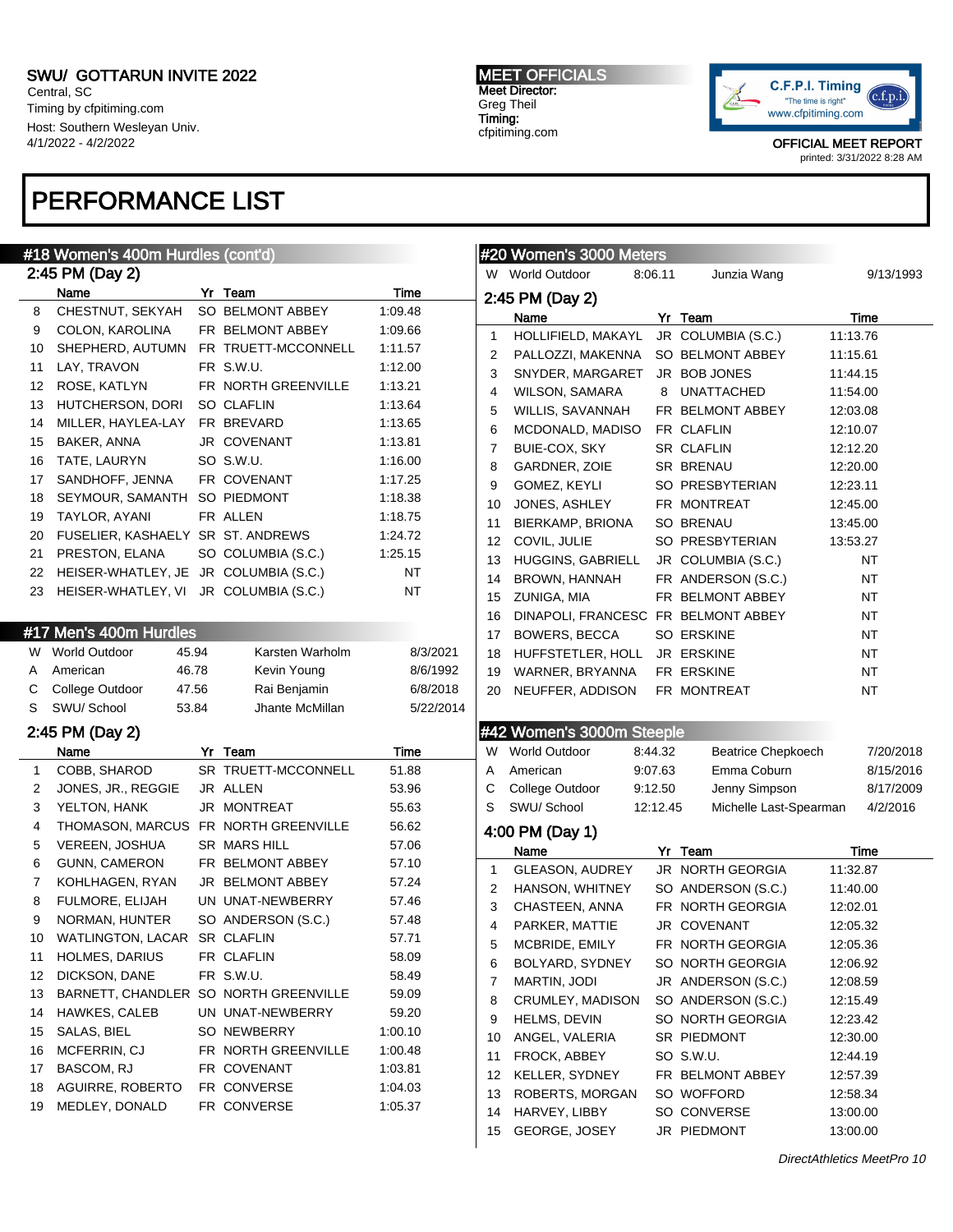# SWU/ GOTTARUN INVITE 2022

Central, SC
Timing by cfpitiming.com
Host: Southern Wesleyan Univ.
4/1/2022 - 4/2/2022

**MEET OFFICIALS**
Meet Director:
Greg Theil
Timing:
cfpitiming.com

C.F.P.I. Timing "The time is right" www.cfpitiming.com

OFFICIAL MEET REPORT
printed: 3/31/2022 8:28 AM

# PERFORMANCE LIST

## #18 Women's 400m Hurdles (cont'd)

### 2:45 PM (Day 2)

| | Name | Yr | Team | Time |
|---|---|---|---|---|
| 8 | CHESTNUT, SEKYAH | SO | BELMONT ABBEY | 1:09.48 |
| 9 | COLON, KAROLINA | FR | BELMONT ABBEY | 1:09.66 |
| 10 | SHEPHERD, AUTUMN | FR | TRUETT-MCCONNELL | 1:11.57 |
| 11 | LAY, TRAVON | FR | S.W.U. | 1:12.00 |
| 12 | ROSE, KATLYN | FR | NORTH GREENVILLE | 1:13.21 |
| 13 | HUTCHERSON, DORI | SO | CLAFLIN | 1:13.64 |
| 14 | MILLER, HAYLEA-LAY | FR | BREVARD | 1:13.65 |
| 15 | BAKER, ANNA | JR | COVENANT | 1:13.81 |
| 16 | TATE, LAURYN | SO | S.W.U. | 1:16.00 |
| 17 | SANDHOFF, JENNA | FR | COVENANT | 1:17.25 |
| 18 | SEYMOUR, SAMANTH | SO | PIEDMONT | 1:18.38 |
| 19 | TAYLOR, AYANI | FR | ALLEN | 1:18.75 |
| 20 | FUSELIER, KASHAELY | SR | ST. ANDREWS | 1:24.72 |
| 21 | PRESTON, ELANA | SO | COLUMBIA (S.C.) | 1:25.15 |
| 22 | HEISER-WHATLEY, JE | JR | COLUMBIA (S.C.) | NT |
| 23 | HEISER-WHATLEY, VI | JR | COLUMBIA (S.C.) | NT |

## #17 Men's 400m Hurdles

| | Record | Mark | Holder | Date |
|---|---|---|---|---|
| W | World Outdoor | 45.94 | Karsten Warholm | 8/3/2021 |
| A | American | 46.78 | Kevin Young | 8/6/1992 |
| C | College Outdoor | 47.56 | Rai Benjamin | 6/8/2018 |
| S | SWU/ School | 53.84 | Jhante McMillan | 5/22/2014 |

### 2:45 PM (Day 2)

| | Name | Yr | Team | Time |
|---|---|---|---|---|
| 1 | COBB, SHAROD | SR | TRUETT-MCCONNELL | 51.88 |
| 2 | JONES, JR., REGGIE | JR | ALLEN | 53.96 |
| 3 | YELTON, HANK | JR | MONTREAT | 55.63 |
| 4 | THOMASON, MARCUS | FR | NORTH GREENVILLE | 56.62 |
| 5 | VEREEN, JOSHUA | SR | MARS HILL | 57.06 |
| 6 | GUNN, CAMERON | FR | BELMONT ABBEY | 57.10 |
| 7 | KOHLHAGEN, RYAN | JR | BELMONT ABBEY | 57.24 |
| 8 | FULMORE, ELIJAH | UN | UNAT-NEWBERRY | 57.46 |
| 9 | NORMAN, HUNTER | SO | ANDERSON (S.C.) | 57.48 |
| 10 | WATLINGTON, LACAR | SR | CLAFLIN | 57.71 |
| 11 | HOLMES, DARIUS | FR | CLAFLIN | 58.09 |
| 12 | DICKSON, DANE | FR | S.W.U. | 58.49 |
| 13 | BARNETT, CHANDLER | SO | NORTH GREENVILLE | 59.09 |
| 14 | HAWKES, CALEB | UN | UNAT-NEWBERRY | 59.20 |
| 15 | SALAS, BIEL | SO | NEWBERRY | 1:00.10 |
| 16 | MCFERRIN, CJ | FR | NORTH GREENVILLE | 1:00.48 |
| 17 | BASCOM, RJ | FR | COVENANT | 1:03.81 |
| 18 | AGUIRRE, ROBERTO | FR | CONVERSE | 1:04.03 |
| 19 | MEDLEY, DONALD | FR | CONVERSE | 1:05.37 |

## #20 Women's 3000 Meters

| | Record | Mark | Holder | Date |
|---|---|---|---|---|
| W | World Outdoor | 8:06.11 | Junzia Wang | 9/13/1993 |

### 2:45 PM (Day 2)

| | Name | Yr | Team | Time |
|---|---|---|---|---|
| 1 | HOLLIFIELD, MAKAYL | JR | COLUMBIA (S.C.) | 11:13.76 |
| 2 | PALLOZZI, MAKENNA | SO | BELMONT ABBEY | 11:15.61 |
| 3 | SNYDER, MARGARET | JR | BOB JONES | 11:44.15 |
| 4 | WILSON, SAMARA | 8 | UNATTACHED | 11:54.00 |
| 5 | WILLIS, SAVANNAH | FR | BELMONT ABBEY | 12:03.08 |
| 6 | MCDONALD, MADISO | FR | CLAFLIN | 12:10.07 |
| 7 | BUIE-COX, SKY | SR | CLAFLIN | 12:12.20 |
| 8 | GARDNER, ZOIE | SR | BRENAU | 12:20.00 |
| 9 | GOMEZ, KEYLI | SO | PRESBYTERIAN | 12:23.11 |
| 10 | JONES, ASHLEY | FR | MONTREAT | 12:45.00 |
| 11 | BIERKAMP, BRIONA | SO | BRENAU | 13:45.00 |
| 12 | COVIL, JULIE | SO | PRESBYTERIAN | 13:53.27 |
| 13 | HUGGINS, GABRIELL | JR | COLUMBIA (S.C.) | NT |
| 14 | BROWN, HANNAH | FR | ANDERSON (S.C.) | NT |
| 15 | ZUNIGA, MIA | FR | BELMONT ABBEY | NT |
| 16 | DINAPOLI, FRANCESC | FR | BELMONT ABBEY | NT |
| 17 | BOWERS, BECCA | SO | ERSKINE | NT |
| 18 | HUFFSTETLER, HOLL | JR | ERSKINE | NT |
| 19 | WARNER, BRYANNA | FR | ERSKINE | NT |
| 20 | NEUFFER, ADDISON | FR | MONTREAT | NT |

## #42 Women's 3000m Steeple

| | Record | Mark | Holder | Date |
|---|---|---|---|---|
| W | World Outdoor | 8:44.32 | Beatrice Chepkoech | 7/20/2018 |
| A | American | 9:07.63 | Emma Coburn | 8/15/2016 |
| C | College Outdoor | 9:12.50 | Jenny Simpson | 8/17/2009 |
| S | SWU/ School | 12:12.45 | Michelle Last-Spearman | 4/2/2016 |

### 4:00 PM (Day 1)

| | Name | Yr | Team | Time |
|---|---|---|---|---|
| 1 | GLEASON, AUDREY | JR | NORTH GEORGIA | 11:32.87 |
| 2 | HANSON, WHITNEY | SO | ANDERSON (S.C.) | 11:40.00 |
| 3 | CHASTEEN, ANNA | FR | NORTH GEORGIA | 12:02.01 |
| 4 | PARKER, MATTIE | JR | COVENANT | 12:05.32 |
| 5 | MCBRIDE, EMILY | FR | NORTH GEORGIA | 12:05.36 |
| 6 | BOLYARD, SYDNEY | SO | NORTH GEORGIA | 12:06.92 |
| 7 | MARTIN, JODI | JR | ANDERSON (S.C.) | 12:08.59 |
| 8 | CRUMLEY, MADISON | SO | ANDERSON (S.C.) | 12:15.49 |
| 9 | HELMS, DEVIN | SO | NORTH GEORGIA | 12:23.42 |
| 10 | ANGEL, VALERIA | SR | PIEDMONT | 12:30.00 |
| 11 | FROCK, ABBEY | SO | S.W.U. | 12:44.19 |
| 12 | KELLER, SYDNEY | FR | BELMONT ABBEY | 12:57.39 |
| 13 | ROBERTS, MORGAN | SO | WOFFORD | 12:58.34 |
| 14 | HARVEY, LIBBY | SO | CONVERSE | 13:00.00 |
| 15 | GEORGE, JOSEY | JR | PIEDMONT | 13:00.00 |

*DirectAthletics MeetPro 10*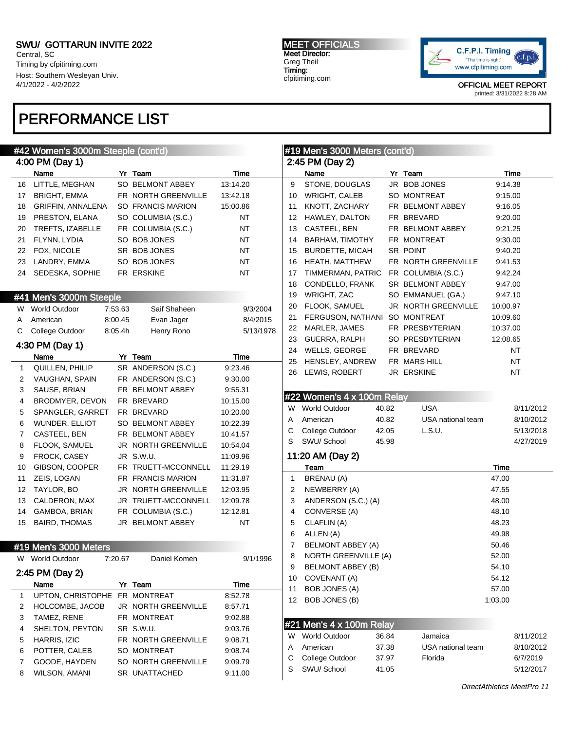SWU/ GOTTARUN INVITE 2022
Central, SC
Timing by cfpitiming.com
Host: Southern Wesleyan Univ.
4/1/2022 - 4/2/2022

MEET OFFICIALS
Meet Director:
Greg Theil
Timing:
cfpitiming.com

OFFICIAL MEET REPORT
printed: 3/31/2022 8:28 AM

# PERFORMANCE LIST

## #42 Women's 3000m Steeple (cont'd)

### 4:00 PM (Day 1)

| | Name | Yr | Team | Time |
|---|---|---|---|---|
| 16 | LITTLE, MEGHAN | SO | BELMONT ABBEY | 13:14.20 |
| 17 | BRIGHT, EMMA | FR | NORTH GREENVILLE | 13:42.18 |
| 18 | GRIFFIN, ANNALENA | SO | FRANCIS MARION | 15:00.86 |
| 19 | PRESTON, ELANA | SO | COLUMBIA (S.C.) | NT |
| 20 | TREFTS, IZABELLE | FR | COLUMBIA (S.C.) | NT |
| 21 | FLYNN, LYDIA | SO | BOB JONES | NT |
| 22 | FOX, NICOLE | SR | BOB JONES | NT |
| 23 | LANDRY, EMMA | SO | BOB JONES | NT |
| 24 | SEDESKA, SOPHIE | FR | ERSKINE | NT |

## #41 Men's 3000m Steeple

| | Record | Mark | Name | Date |
|---|---|---|---|---|
| W | World Outdoor | 7:53.63 | Saif Shaheen | 9/3/2004 |
| A | American | 8:00.45 | Evan Jager | 8/4/2015 |
| C | College Outdoor | 8:05.4h | Henry Rono | 5/13/1978 |

### 4:30 PM (Day 1)

| | Name | Yr | Team | Time |
|---|---|---|---|---|
| 1 | QUILLEN, PHILIP | SR | ANDERSON (S.C.) | 9:23.46 |
| 2 | VAUGHAN, SPAIN | FR | ANDERSON (S.C.) | 9:30.00 |
| 3 | SAUSE, BRIAN | FR | BELMONT ABBEY | 9:55.31 |
| 4 | BRODMYER, DEVON | FR | BREVARD | 10:15.00 |
| 5 | SPANGLER, GARRET | FR | BREVARD | 10:20.00 |
| 6 | WUNDER, ELLIOT | SO | BELMONT ABBEY | 10:22.39 |
| 7 | CASTEEL, BEN | FR | BELMONT ABBEY | 10:41.57 |
| 8 | FLOOK, SAMUEL | JR | NORTH GREENVILLE | 10:54.04 |
| 9 | FROCK, CASEY | JR | S.W.U. | 11:09.96 |
| 10 | GIBSON, COOPER | FR | TRUETT-MCCONNELL | 11:29.19 |
| 11 | ZEIS, LOGAN | FR | FRANCIS MARION | 11:31.87 |
| 12 | TAYLOR, BO | JR | NORTH GREENVILLE | 12:03.95 |
| 13 | CALDERON, MAX | JR | TRUETT-MCCONNELL | 12:09.78 |
| 14 | GAMBOA, BRIAN | FR | COLUMBIA (S.C.) | 12:12.81 |
| 15 | BAIRD, THOMAS | JR | BELMONT ABBEY | NT |

## #19 Men's 3000 Meters

| | Record | Mark | Name | Date |
|---|---|---|---|---|
| W | World Outdoor | 7:20.67 | Daniel Komen | 9/1/1996 |

### 2:45 PM (Day 2)

| | Name | Yr | Team | Time |
|---|---|---|---|---|
| 1 | UPTON, CHRISTOPHE | FR | MONTREAT | 8:52.78 |
| 2 | HOLCOMBE, JACOB | JR | NORTH GREENVILLE | 8:57.71 |
| 3 | TAMEZ, RENE | FR | MONTREAT | 9:02.88 |
| 4 | SHELTON, PEYTON | SR | S.W.U. | 9:03.76 |
| 5 | HARRIS, IZIC | FR | NORTH GREENVILLE | 9:08.71 |
| 6 | POTTER, CALEB | SO | MONTREAT | 9:08.74 |
| 7 | GOODE, HAYDEN | SO | NORTH GREENVILLE | 9:09.79 |
| 8 | WILSON, AMANI | SR | UNATTACHED | 9:11.00 |
| 9 | STONE, DOUGLAS | JR | BOB JONES | 9:14.38 |
| 10 | WRIGHT, CALEB | SO | MONTREAT | 9:15.00 |
| 11 | KNOTT, ZACHARY | FR | BELMONT ABBEY | 9:16.05 |
| 12 | HAWLEY, DALTON | FR | BREVARD | 9:20.00 |
| 13 | CASTEEL, BEN | FR | BELMONT ABBEY | 9:21.25 |
| 14 | BARHAM, TIMOTHY | FR | MONTREAT | 9:30.00 |
| 15 | BURDETTE, MICAH | SR | POINT | 9:40.20 |
| 16 | HEATH, MATTHEW | FR | NORTH GREENVILLE | 9:41.53 |
| 17 | TIMMERMAN, PATRIC | FR | COLUMBIA (S.C.) | 9:42.24 |
| 18 | CONDELLO, FRANK | SR | BELMONT ABBEY | 9:47.00 |
| 19 | WRIGHT, ZAC | SO | EMMANUEL (GA.) | 9:47.10 |
| 20 | FLOOK, SAMUEL | JR | NORTH GREENVILLE | 10:00.97 |
| 21 | FERGUSON, NATHANI | SO | MONTREAT | 10:09.60 |
| 22 | MARLER, JAMES | FR | PRESBYTERIAN | 10:37.00 |
| 23 | GUERRA, RALPH | SO | PRESBYTERIAN | 12:08.65 |
| 24 | WELLS, GEORGE | FR | BREVARD | NT |
| 25 | HENSLEY, ANDREW | FR | MARS HILL | NT |
| 26 | LEWIS, ROBERT | JR | ERSKINE | NT |

## #22 Women's 4 x 100m Relay

| | Record | Mark | Name | Date |
|---|---|---|---|---|
| W | World Outdoor | 40.82 | USA | 8/11/2012 |
| A | American | 40.82 | USA national team | 8/10/2012 |
| C | College Outdoor | 42.05 | L.S.U. | 5/13/2018 |
| S | SWU/ School | 45.98 | | 4/27/2019 |

### 11:20 AM (Day 2)

| | Team | Time |
|---|---|---|
| 1 | BRENAU (A) | 47.00 |
| 2 | NEWBERRY (A) | 47.55 |
| 3 | ANDERSON (S.C.) (A) | 48.00 |
| 4 | CONVERSE (A) | 48.10 |
| 5 | CLAFLIN (A) | 48.23 |
| 6 | ALLEN (A) | 49.98 |
| 7 | BELMONT ABBEY (A) | 50.46 |
| 8 | NORTH GREENVILLE (A) | 52.00 |
| 9 | BELMONT ABBEY (B) | 54.10 |
| 10 | COVENANT (A) | 54.12 |
| 11 | BOB JONES (A) | 57.00 |
| 12 | BOB JONES (B) | 1:03.00 |

## #21 Men's 4 x 100m Relay

| | Record | Mark | Name | Date |
|---|---|---|---|---|
| W | World Outdoor | 36.84 | Jamaica | 8/11/2012 |
| A | American | 37.38 | USA national team | 8/10/2012 |
| C | College Outdoor | 37.97 | Florida | 6/7/2019 |
| S | SWU/ School | 41.05 | | 5/12/2017 |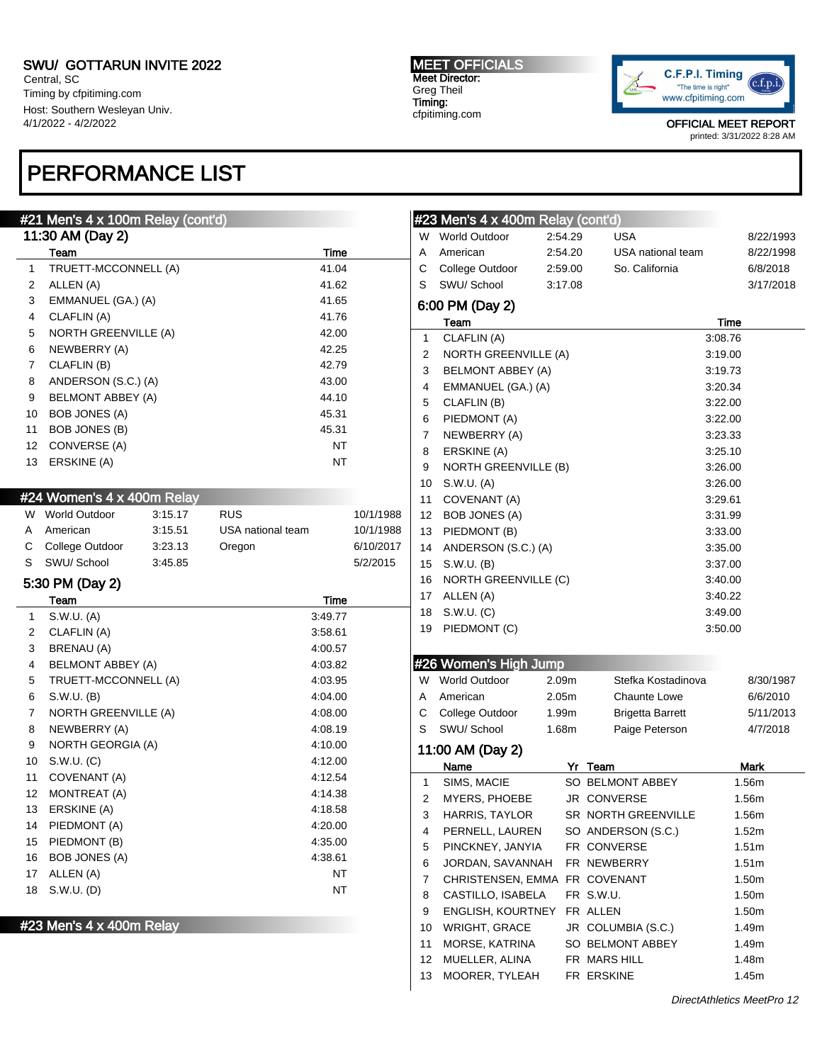SWU/ GOTTARUN INVITE 2022
Central, SC
Timing by cfpitiming.com
Host: Southern Wesleyan Univ.
4/1/2022 - 4/2/2022

**MEET OFFICIALS**
Meet Director:
Greg Theil
Timing:
cfpitiming.com

OFFICIAL MEET REPORT
printed: 3/31/2022 8:28 AM

# PERFORMANCE LIST

## #21 Men's 4 x 100m Relay (cont'd)

### 11:30 AM (Day 2)

| | Team | Time |
|---|---|---|
| 1 | TRUETT-MCCONNELL (A) | 41.04 |
| 2 | ALLEN (A) | 41.62 |
| 3 | EMMANUEL (GA.) (A) | 41.65 |
| 4 | CLAFLIN (A) | 41.76 |
| 5 | NORTH GREENVILLE (A) | 42.00 |
| 6 | NEWBERRY (A) | 42.25 |
| 7 | CLAFLIN (B) | 42.79 |
| 8 | ANDERSON (S.C.) (A) | 43.00 |
| 9 | BELMONT ABBEY (A) | 44.10 |
| 10 | BOB JONES (A) | 45.31 |
| 11 | BOB JONES (B) | 45.31 |
| 12 | CONVERSE (A) | NT |
| 13 | ERSKINE (A) | NT |

## #24 Women's 4 x 400m Relay

| | | | | |
|---|---|---|---|---|
| W | World Outdoor | 3:15.17 | RUS | 10/1/1988 |
| A | American | 3:15.51 | USA national team | 10/1/1988 |
| C | College Outdoor | 3:23.13 | Oregon | 6/10/2017 |
| S | SWU/ School | 3:45.85 | | 5/2/2015 |

### 5:30 PM (Day 2)

| | Team | Time |
|---|---|---|
| 1 | S.W.U. (A) | 3:49.77 |
| 2 | CLAFLIN (A) | 3:58.61 |
| 3 | BRENAU (A) | 4:00.57 |
| 4 | BELMONT ABBEY (A) | 4:03.82 |
| 5 | TRUETT-MCCONNELL (A) | 4:03.95 |
| 6 | S.W.U. (B) | 4:04.00 |
| 7 | NORTH GREENVILLE (A) | 4:08.00 |
| 8 | NEWBERRY (A) | 4:08.19 |
| 9 | NORTH GEORGIA (A) | 4:10.00 |
| 10 | S.W.U. (C) | 4:12.00 |
| 11 | COVENANT (A) | 4:12.54 |
| 12 | MONTREAT (A) | 4:14.38 |
| 13 | ERSKINE (A) | 4:18.58 |
| 14 | PIEDMONT (A) | 4:20.00 |
| 15 | PIEDMONT (B) | 4:35.00 |
| 16 | BOB JONES (A) | 4:38.61 |
| 17 | ALLEN (A) | NT |
| 18 | S.W.U. (D) | NT |

## #23 Men's 4 x 400m Relay

| | | | | |
|---|---|---|---|---|
| W | World Outdoor | 2:54.29 | USA | 8/22/1993 |
| A | American | 2:54.20 | USA national team | 8/22/1998 |
| C | College Outdoor | 2:59.00 | So. California | 6/8/2018 |
| S | SWU/ School | 3:17.08 | | 3/17/2018 |

### 6:00 PM (Day 2)

| | Team | Time |
|---|---|---|
| 1 | CLAFLIN (A) | 3:08.76 |
| 2 | NORTH GREENVILLE (A) | 3:19.00 |
| 3 | BELMONT ABBEY (A) | 3:19.73 |
| 4 | EMMANUEL (GA.) (A) | 3:20.34 |
| 5 | CLAFLIN (B) | 3:22.00 |
| 6 | PIEDMONT (A) | 3:22.00 |
| 7 | NEWBERRY (A) | 3:23.33 |
| 8 | ERSKINE (A) | 3:25.10 |
| 9 | NORTH GREENVILLE (B) | 3:26.00 |
| 10 | S.W.U. (A) | 3:26.00 |
| 11 | COVENANT (A) | 3:29.61 |
| 12 | BOB JONES (A) | 3:31.99 |
| 13 | PIEDMONT (B) | 3:33.00 |
| 14 | ANDERSON (S.C.) (A) | 3:35.00 |
| 15 | S.W.U. (B) | 3:37.00 |
| 16 | NORTH GREENVILLE (C) | 3:40.00 |
| 17 | ALLEN (A) | 3:40.22 |
| 18 | S.W.U. (C) | 3:49.00 |
| 19 | PIEDMONT (C) | 3:50.00 |

## #26 Women's High Jump

| | | | | |
|---|---|---|---|---|
| W | World Outdoor | 2.09m | Stefka Kostadinova | 8/30/1987 |
| A | American | 2.05m | Chaunte Lowe | 6/6/2010 |
| C | College Outdoor | 1.99m | Brigetta Barrett | 5/11/2013 |
| S | SWU/ School | 1.68m | Paige Peterson | 4/7/2018 |

### 11:00 AM (Day 2)

| | Name | Yr | Team | Mark |
|---|---|---|---|---|
| 1 | SIMS, MACIE | SO | BELMONT ABBEY | 1.56m |
| 2 | MYERS, PHOEBE | JR | CONVERSE | 1.56m |
| 3 | HARRIS, TAYLOR | SR | NORTH GREENVILLE | 1.56m |
| 4 | PERNELL, LAUREN | SO | ANDERSON (S.C.) | 1.52m |
| 5 | PINCKNEY, JANYIA | FR | CONVERSE | 1.51m |
| 6 | JORDAN, SAVANNAH | FR | NEWBERRY | 1.51m |
| 7 | CHRISTENSEN, EMMA | FR | COVENANT | 1.50m |
| 8 | CASTILLO, ISABELA | FR | S.W.U. | 1.50m |
| 9 | ENGLISH, KOURTNEY | FR | ALLEN | 1.50m |
| 10 | WRIGHT, GRACE | JR | COLUMBIA (S.C.) | 1.49m |
| 11 | MORSE, KATRINA | SO | BELMONT ABBEY | 1.49m |
| 12 | MUELLER, ALINA | FR | MARS HILL | 1.48m |
| 13 | MOORER, TYLEAH | FR | ERSKINE | 1.45m |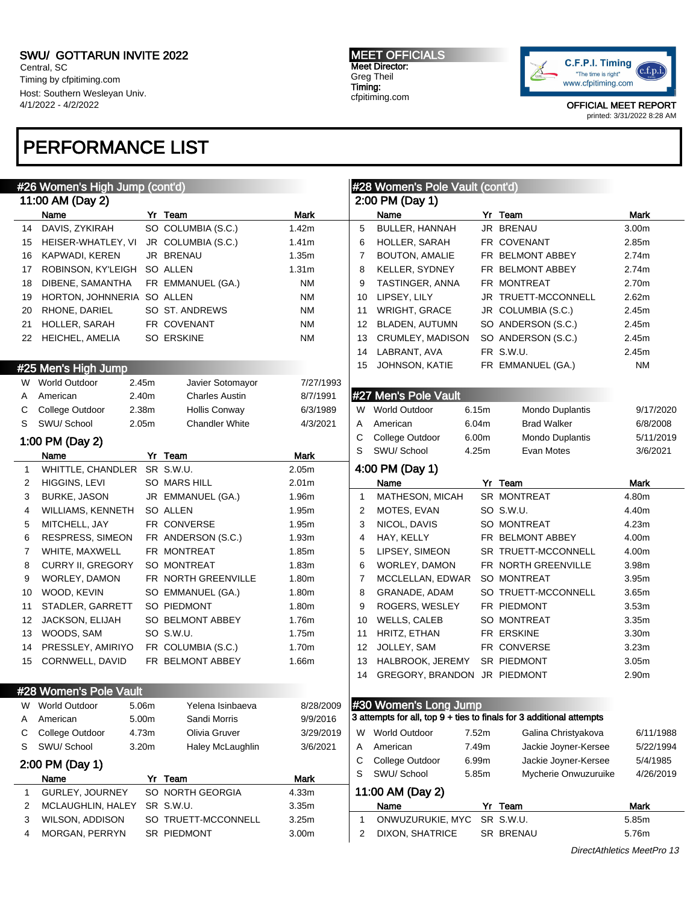SWU/ GOTTARUN INVITE 2022
Central, SC
Timing by cfpitiming.com
Host: Southern Wesleyan Univ.
4/1/2022 - 4/2/2022

MEET OFFICIALS
Meet Director:
Greg Theil
Timing:
cfpitiming.com

OFFICIAL MEET REPORT
printed: 3/31/2022 8:28 AM

# PERFORMANCE LIST

## #26 Women's High Jump (cont'd)

### 11:00 AM (Day 2)

| | Name | Yr | Team | Mark |
|---|---|---|---|---|
| 14 | DAVIS, ZYKIRAH | SO | COLUMBIA (S.C.) | 1.42m |
| 15 | HEISER-WHATLEY, VI | JR | COLUMBIA (S.C.) | 1.41m |
| 16 | KAPWADI, KEREN | JR | BRENAU | 1.35m |
| 17 | ROBINSON, KY'LEIGH | SO | ALLEN | 1.31m |
| 18 | DIBENE, SAMANTHA | FR | EMMANUEL (GA.) | NM |
| 19 | HORTON, JOHNNERIA | SO | ALLEN | NM |
| 20 | RHONE, DARIEL | SO | ST. ANDREWS | NM |
| 21 | HOLLER, SARAH | FR | COVENANT | NM |
| 22 | HEICHEL, AMELIA | SO | ERSKINE | NM |

## #25 Men's High Jump

| | | | | |
|---|---|---|---|---|
| W | World Outdoor | 2.45m | Javier Sotomayor | 7/27/1993 |
| A | American | 2.40m | Charles Austin | 8/7/1991 |
| C | College Outdoor | 2.38m | Hollis Conway | 6/3/1989 |
| S | SWU/ School | 2.05m | Chandler White | 4/3/2021 |

### 1:00 PM (Day 2)

| | Name | Yr | Team | Mark |
|---|---|---|---|---|
| 1 | WHITTLE, CHANDLER | SR | S.W.U. | 2.05m |
| 2 | HIGGINS, LEVI | SO | MARS HILL | 2.01m |
| 3 | BURKE, JASON | JR | EMMANUEL (GA.) | 1.96m |
| 4 | WILLIAMS, KENNETH | SO | ALLEN | 1.95m |
| 5 | MITCHELL, JAY | FR | CONVERSE | 1.95m |
| 6 | RESPRESS, SIMEON | FR | ANDERSON (S.C.) | 1.93m |
| 7 | WHITE, MAXWELL | FR | MONTREAT | 1.85m |
| 8 | CURRY II, GREGORY | SO | MONTREAT | 1.83m |
| 9 | WORLEY, DAMON | FR | NORTH GREENVILLE | 1.80m |
| 10 | WOOD, KEVIN | SO | EMMANUEL (GA.) | 1.80m |
| 11 | STADLER, GARRETT | SO | PIEDMONT | 1.80m |
| 12 | JACKSON, ELIJAH | SO | BELMONT ABBEY | 1.76m |
| 13 | WOODS, SAM | SO | S.W.U. | 1.75m |
| 14 | PRESSLEY, AMIRIYO | FR | COLUMBIA (S.C.) | 1.70m |
| 15 | CORNWELL, DAVID | FR | BELMONT ABBEY | 1.66m |

## #28 Women's Pole Vault

| | | | | |
|---|---|---|---|---|
| W | World Outdoor | 5.06m | Yelena Isinbaeva | 8/28/2009 |
| A | American | 5.00m | Sandi Morris | 9/9/2016 |
| C | College Outdoor | 4.73m | Olivia Gruver | 3/29/2019 |
| S | SWU/ School | 3.20m | Haley McLaughlin | 3/6/2021 |

### 2:00 PM (Day 1)

| | Name | Yr | Team | Mark |
|---|---|---|---|---|
| 1 | GURLEY, JOURNEY | SO | NORTH GEORGIA | 4.33m |
| 2 | MCLAUGHLIN, HALEY | SR | S.W.U. | 3.35m |
| 3 | WILSON, ADDISON | SO | TRUETT-MCCONNELL | 3.25m |
| 4 | MORGAN, PERRYN | SR | PIEDMONT | 3.00m |
| 5 | BULLER, HANNAH | JR | BRENAU | 3.00m |
| 6 | HOLLER, SARAH | FR | COVENANT | 2.85m |
| 7 | BOUTON, AMALIE | FR | BELMONT ABBEY | 2.74m |
| 8 | KELLER, SYDNEY | FR | BELMONT ABBEY | 2.74m |
| 9 | TASTINGER, ANNA | FR | MONTREAT | 2.70m |
| 10 | LIPSEY, LILY | JR | TRUETT-MCCONNELL | 2.62m |
| 11 | WRIGHT, GRACE | JR | COLUMBIA (S.C.) | 2.45m |
| 12 | BLADEN, AUTUMN | SO | ANDERSON (S.C.) | 2.45m |
| 13 | CRUMLEY, MADISON | SO | ANDERSON (S.C.) | 2.45m |
| 14 | LABRANT, AVA | FR | S.W.U. | 2.45m |
| 15 | JOHNSON, KATIE | FR | EMMANUEL (GA.) | NM |

## #27 Men's Pole Vault

| | | | | |
|---|---|---|---|---|
| W | World Outdoor | 6.15m | Mondo Duplantis | 9/17/2020 |
| A | American | 6.04m | Brad Walker | 6/8/2008 |
| C | College Outdoor | 6.00m | Mondo Duplantis | 5/11/2019 |
| S | SWU/ School | 4.25m | Evan Motes | 3/6/2021 |

### 4:00 PM (Day 1)

| | Name | Yr | Team | Mark |
|---|---|---|---|---|
| 1 | MATHESON, MICAH | SR | MONTREAT | 4.80m |
| 2 | MOTES, EVAN | SO | S.W.U. | 4.40m |
| 3 | NICOL, DAVIS | SO | MONTREAT | 4.23m |
| 4 | HAY, KELLY | FR | BELMONT ABBEY | 4.00m |
| 5 | LIPSEY, SIMEON | SR | TRUETT-MCCONNELL | 4.00m |
| 6 | WORLEY, DAMON | FR | NORTH GREENVILLE | 3.98m |
| 7 | MCCLELLAN, EDWAR | SO | MONTREAT | 3.95m |
| 8 | GRANADE, ADAM | SO | TRUETT-MCCONNELL | 3.65m |
| 9 | ROGERS, WESLEY | FR | PIEDMONT | 3.53m |
| 10 | WELLS, CALEB | SO | MONTREAT | 3.35m |
| 11 | HRITZ, ETHAN | FR | ERSKINE | 3.30m |
| 12 | JOLLEY, SAM | FR | CONVERSE | 3.23m |
| 13 | HALBROOK, JEREMY | SR | PIEDMONT | 3.05m |
| 14 | GREGORY, BRANDON | JR | PIEDMONT | 2.90m |

## #30 Women's Long Jump

3 attempts for all, top 9 + ties to finals for 3 additional attempts

| | | | | |
|---|---|---|---|---|
| W | World Outdoor | 7.52m | Galina Christyakova | 6/11/1988 |
| A | American | 7.49m | Jackie Joyner-Kersee | 5/22/1994 |
| C | College Outdoor | 6.99m | Jackie Joyner-Kersee | 5/4/1985 |
| S | SWU/ School | 5.85m | Mycherie Onwuzuruike | 4/26/2019 |

### 11:00 AM (Day 2)

| | Name | Yr | Team | Mark |
|---|---|---|---|---|
| 1 | ONWUZURUKIE, MYC | SR | S.W.U. | 5.85m |
| 2 | DIXON, SHATRICE | SR | BRENAU | 5.76m |

*DirectAthletics MeetPro 13*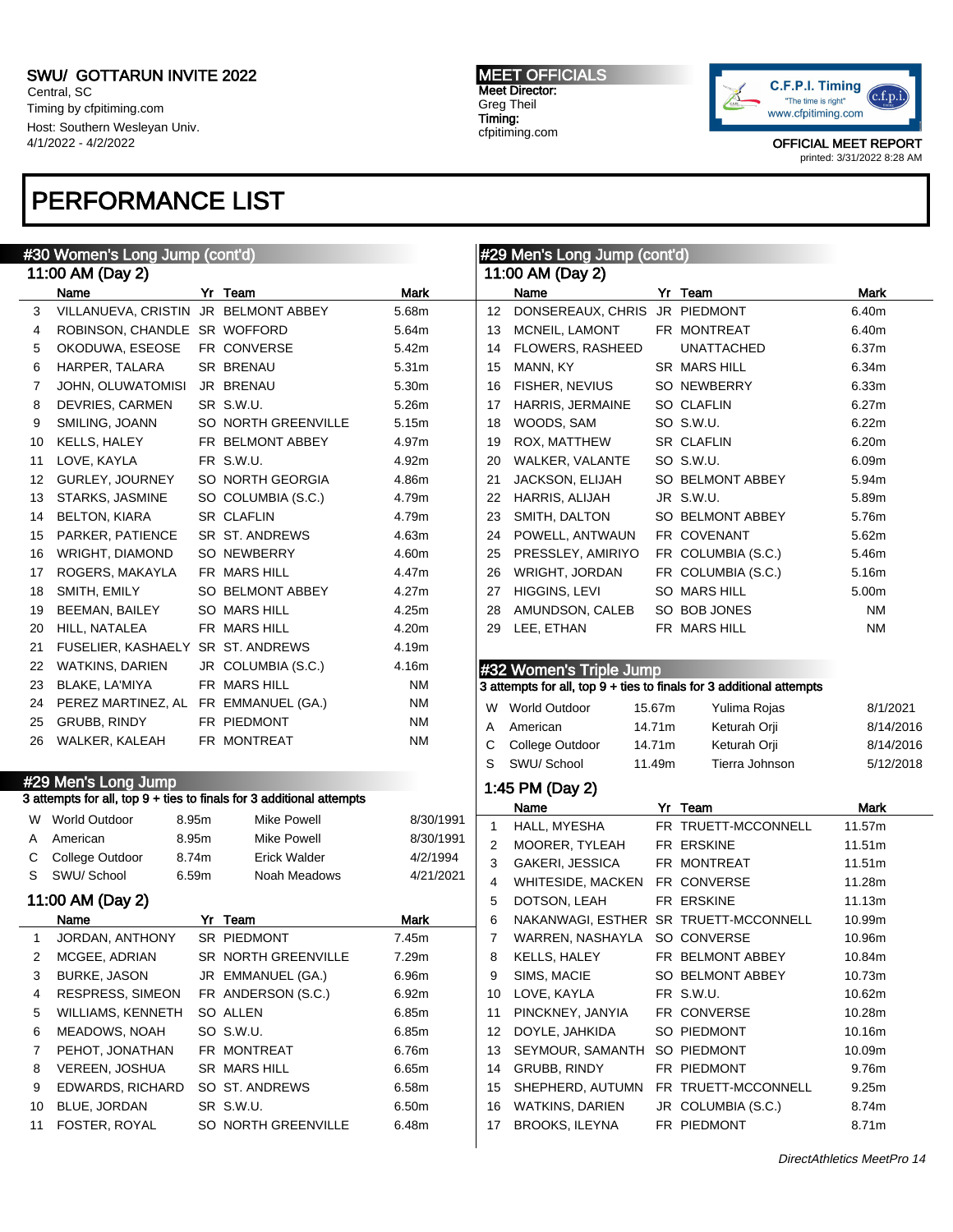# PERFORMANCE LIST

## #30 Women's Long Jump (cont'd)

### 11:00 AM (Day 2)

| | Name | Yr | Team | Mark |
|---|---|---|---|---|
| 3 | VILLANUEVA, CRISTIN | JR | BELMONT ABBEY | 5.68m |
| 4 | ROBINSON, CHANDLE | SR | WOFFORD | 5.64m |
| 5 | OKODUWA, ESEOSE | FR | CONVERSE | 5.42m |
| 6 | HARPER, TALARA | SR | BRENAU | 5.31m |
| 7 | JOHN, OLUWATOMISI | JR | BRENAU | 5.30m |
| 8 | DEVRIES, CARMEN | SR | S.W.U. | 5.26m |
| 9 | SMILING, JOANN | SO | NORTH GREENVILLE | 5.15m |
| 10 | KELLS, HALEY | FR | BELMONT ABBEY | 4.97m |
| 11 | LOVE, KAYLA | FR | S.W.U. | 4.92m |
| 12 | GURLEY, JOURNEY | SO | NORTH GEORGIA | 4.86m |
| 13 | STARKS, JASMINE | SO | COLUMBIA (S.C.) | 4.79m |
| 14 | BELTON, KIARA | SR | CLAFLIN | 4.79m |
| 15 | PARKER, PATIENCE | SR | ST. ANDREWS | 4.63m |
| 16 | WRIGHT, DIAMOND | SO | NEWBERRY | 4.60m |
| 17 | ROGERS, MAKAYLA | FR | MARS HILL | 4.47m |
| 18 | SMITH, EMILY | SO | BELMONT ABBEY | 4.27m |
| 19 | BEEMAN, BAILEY | SO | MARS HILL | 4.25m |
| 20 | HILL, NATALEA | FR | MARS HILL | 4.20m |
| 21 | FUSELIER, KASHAELY | SR | ST. ANDREWS | 4.19m |
| 22 | WATKINS, DARIEN | JR | COLUMBIA (S.C.) | 4.16m |
| 23 | BLAKE, LA'MIYA | FR | MARS HILL | NM |
| 24 | PEREZ MARTINEZ, AL | FR | EMMANUEL (GA.) | NM |
| 25 | GRUBB, RINDY | FR | PIEDMONT | NM |
| 26 | WALKER, KALEAH | FR | MONTREAT | NM |

## #29 Men's Long Jump

3 attempts for all, top 9 + ties to finals for 3 additional attempts

| | | | | |
|---|---|---|---|---|
| W | World Outdoor | 8.95m | Mike Powell | 8/30/1991 |
| A | American | 8.95m | Mike Powell | 8/30/1991 |
| C | College Outdoor | 8.74m | Erick Walder | 4/2/1994 |
| S | SWU/ School | 6.59m | Noah Meadows | 4/21/2021 |

### 11:00 AM (Day 2)

| | Name | Yr | Team | Mark |
|---|---|---|---|---|
| 1 | JORDAN, ANTHONY | SR | PIEDMONT | 7.45m |
| 2 | MCGEE, ADRIAN | SR | NORTH GREENVILLE | 7.29m |
| 3 | BURKE, JASON | JR | EMMANUEL (GA.) | 6.96m |
| 4 | RESPRESS, SIMEON | FR | ANDERSON (S.C.) | 6.92m |
| 5 | WILLIAMS, KENNETH | SO | ALLEN | 6.85m |
| 6 | MEADOWS, NOAH | SO | S.W.U. | 6.85m |
| 7 | PEHOT, JONATHAN | FR | MONTREAT | 6.76m |
| 8 | VEREEN, JOSHUA | SR | MARS HILL | 6.65m |
| 9 | EDWARDS, RICHARD | SO | ST. ANDREWS | 6.58m |
| 10 | BLUE, JORDAN | SR | S.W.U. | 6.50m |
| 11 | FOSTER, ROYAL | SO | NORTH GREENVILLE | 6.48m |
| 12 | DONSEREAUX, CHRIS | JR | PIEDMONT | 6.40m |
| 13 | MCNEIL, LAMONT | FR | MONTREAT | 6.40m |
| 14 | FLOWERS, RASHEED | | UNATTACHED | 6.37m |
| 15 | MANN, KY | SR | MARS HILL | 6.34m |
| 16 | FISHER, NEVIUS | SO | NEWBERRY | 6.33m |
| 17 | HARRIS, JERMAINE | SO | CLAFLIN | 6.27m |
| 18 | WOODS, SAM | SO | S.W.U. | 6.22m |
| 19 | ROX, MATTHEW | SR | CLAFLIN | 6.20m |
| 20 | WALKER, VALANTE | SO | S.W.U. | 6.09m |
| 21 | JACKSON, ELIJAH | SO | BELMONT ABBEY | 5.94m |
| 22 | HARRIS, ALIJAH | JR | S.W.U. | 5.89m |
| 23 | SMITH, DALTON | SO | BELMONT ABBEY | 5.76m |
| 24 | POWELL, ANTWAUN | FR | COVENANT | 5.62m |
| 25 | PRESSLEY, AMIRIYO | FR | COLUMBIA (S.C.) | 5.46m |
| 26 | WRIGHT, JORDAN | FR | COLUMBIA (S.C.) | 5.16m |
| 27 | HIGGINS, LEVI | SO | MARS HILL | 5.00m |
| 28 | AMUNDSON, CALEB | SO | BOB JONES | NM |
| 29 | LEE, ETHAN | FR | MARS HILL | NM |

## #32 Women's Triple Jump

3 attempts for all, top 9 + ties to finals for 3 additional attempts

| | | | | |
|---|---|---|---|---|
| W | World Outdoor | 15.67m | Yulima Rojas | 8/1/2021 |
| A | American | 14.71m | Keturah Orji | 8/14/2016 |
| C | College Outdoor | 14.71m | Keturah Orji | 8/14/2016 |
| S | SWU/ School | 11.49m | Tierra Johnson | 5/12/2018 |

### 1:45 PM (Day 2)

| | Name | Yr | Team | Mark |
|---|---|---|---|---|
| 1 | HALL, MYESHA | FR | TRUETT-MCCONNELL | 11.57m |
| 2 | MOORER, TYLEAH | FR | ERSKINE | 11.51m |
| 3 | GAKERI, JESSICA | FR | MONTREAT | 11.51m |
| 4 | WHITESIDE, MACKEN | FR | CONVERSE | 11.28m |
| 5 | DOTSON, LEAH | FR | ERSKINE | 11.13m |
| 6 | NAKANWAGI, ESTHER | SR | TRUETT-MCCONNELL | 10.99m |
| 7 | WARREN, NASHAYLA | SO | CONVERSE | 10.96m |
| 8 | KELLS, HALEY | FR | BELMONT ABBEY | 10.84m |
| 9 | SIMS, MACIE | SO | BELMONT ABBEY | 10.73m |
| 10 | LOVE, KAYLA | FR | S.W.U. | 10.62m |
| 11 | PINCKNEY, JANYIA | FR | CONVERSE | 10.28m |
| 12 | DOYLE, JAHKIDA | SO | PIEDMONT | 10.16m |
| 13 | SEYMOUR, SAMANTH | SO | PIEDMONT | 10.09m |
| 14 | GRUBB, RINDY | FR | PIEDMONT | 9.76m |
| 15 | SHEPHERD, AUTUMN | FR | TRUETT-MCCONNELL | 9.25m |
| 16 | WATKINS, DARIEN | JR | COLUMBIA (S.C.) | 8.74m |
| 17 | BROOKS, ILEYNA | FR | PIEDMONT | 8.71m |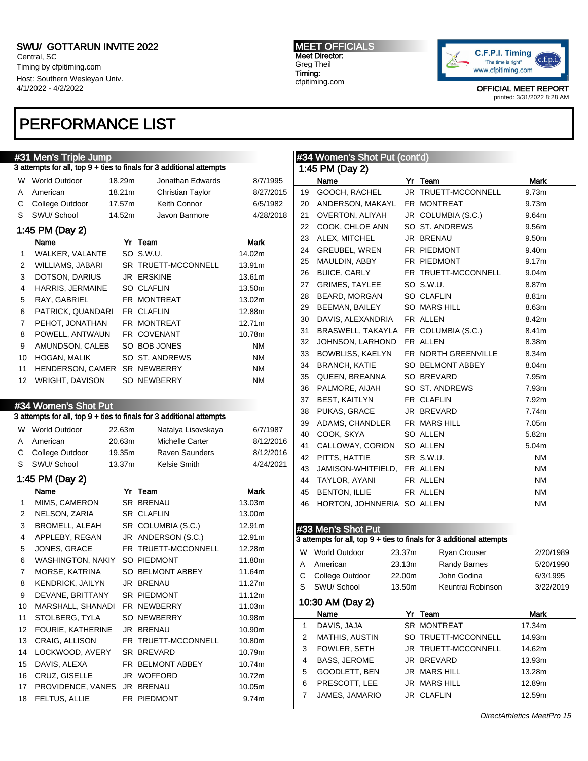SWU/ GOTTARUN INVITE 2022
Central, SC
Timing by cfpitiming.com
Host: Southern Wesleyan Univ.
4/1/2022 - 4/2/2022

MEET OFFICIALS
Meet Director:
Greg Theil
Timing:
cfpitiming.com

OFFICIAL MEET REPORT
printed: 3/31/2022 8:28 AM

# PERFORMANCE LIST

## #31 Men's Triple Jump

3 attempts for all, top 9 + ties to finals for 3 additional attempts

| | | | | |
|---|---|---|---|---|
| W | World Outdoor | 18.29m | Jonathan Edwards | 8/7/1995 |
| A | American | 18.21m | Christian Taylor | 8/27/2015 |
| C | College Outdoor | 17.57m | Keith Connor | 6/5/1982 |
| S | SWU/ School | 14.52m | Javon Barmore | 4/28/2018 |

### 1:45 PM (Day 2)

| | Name | Yr | Team | Mark |
|---|---|---|---|---|
| 1 | WALKER, VALANTE | SO | S.W.U. | 14.02m |
| 2 | WILLIAMS, JABARI | SR | TRUETT-MCCONNELL | 13.91m |
| 3 | DOTSON, DARIUS | JR | ERSKINE | 13.61m |
| 4 | HARRIS, JERMAINE | SO | CLAFLIN | 13.50m |
| 5 | RAY, GABRIEL | FR | MONTREAT | 13.02m |
| 6 | PATRICK, QUANDARI | FR | CLAFLIN | 12.88m |
| 7 | PEHOT, JONATHAN | FR | MONTREAT | 12.71m |
| 8 | POWELL, ANTWAUN | FR | COVENANT | 10.78m |
| 9 | AMUNDSON, CALEB | SO | BOB JONES | NM |
| 10 | HOGAN, MALIK | SO | ST. ANDREWS | NM |
| 11 | HENDERSON, CAMER | SR | NEWBERRY | NM |
| 12 | WRIGHT, DAVISON | SO | NEWBERRY | NM |

## #34 Women's Shot Put

3 attempts for all, top 9 + ties to finals for 3 additional attempts

| | | | | |
|---|---|---|---|---|
| W | World Outdoor | 22.63m | Natalya Lisovskaya | 6/7/1987 |
| A | American | 20.63m | Michelle Carter | 8/12/2016 |
| C | College Outdoor | 19.35m | Raven Saunders | 8/12/2016 |
| S | SWU/ School | 13.37m | Kelsie Smith | 4/24/2021 |

### 1:45 PM (Day 2)

| | Name | Yr | Team | Mark |
|---|---|---|---|---|
| 1 | MIMS, CAMERON | SR | BRENAU | 13.03m |
| 2 | NELSON, ZARIA | SR | CLAFLIN | 13.00m |
| 3 | BROMELL, ALEAH | SR | COLUMBIA (S.C.) | 12.91m |
| 4 | APPLEBY, REGAN | JR | ANDERSON (S.C.) | 12.91m |
| 5 | JONES, GRACE | FR | TRUETT-MCCONNELL | 12.28m |
| 6 | WASHINGTON, NAKIY | SO | PIEDMONT | 11.80m |
| 7 | MORSE, KATRINA | SO | BELMONT ABBEY | 11.64m |
| 8 | KENDRICK, JAILYN | JR | BRENAU | 11.27m |
| 9 | DEVANE, BRITTANY | SR | PIEDMONT | 11.12m |
| 10 | MARSHALL, SHANADI | FR | NEWBERRY | 11.03m |
| 11 | STOLBERG, TYLA | SO | NEWBERRY | 10.98m |
| 12 | FOURIE, KATHERINE | JR | BRENAU | 10.90m |
| 13 | CRAIG, ALLISON | FR | TRUETT-MCCONNELL | 10.80m |
| 14 | LOCKWOOD, AVERY | SR | BREVARD | 10.79m |
| 15 | DAVIS, ALEXA | FR | BELMONT ABBEY | 10.74m |
| 16 | CRUZ, GISELLE | JR | WOFFORD | 10.72m |
| 17 | PROVIDENCE, VANES | JR | BRENAU | 10.05m |
| 18 | FELTUS, ALLIE | FR | PIEDMONT | 9.74m |
| 19 | GOOCH, RACHEL | JR | TRUETT-MCCONNELL | 9.73m |
| 20 | ANDERSON, MAKAYL | FR | MONTREAT | 9.73m |
| 21 | OVERTON, ALIYAH | JR | COLUMBIA (S.C.) | 9.64m |
| 22 | COOK, CHLOE ANN | SO | ST. ANDREWS | 9.56m |
| 23 | ALEX, MITCHEL | JR | BRENAU | 9.50m |
| 24 | GREUBEL, WREN | FR | PIEDMONT | 9.40m |
| 25 | MAULDIN, ABBY | FR | PIEDMONT | 9.17m |
| 26 | BUICE, CARLY | FR | TRUETT-MCCONNELL | 9.04m |
| 27 | GRIMES, TAYLEE | SO | S.W.U. | 8.87m |
| 28 | BEARD, MORGAN | SO | CLAFLIN | 8.81m |
| 29 | BEEMAN, BAILEY | SO | MARS HILL | 8.63m |
| 30 | DAVIS, ALEXANDRIA | FR | ALLEN | 8.42m |
| 31 | BRASWELL, TAKAYLA | FR | COLUMBIA (S.C.) | 8.41m |
| 32 | JOHNSON, LARHOND | FR | ALLEN | 8.38m |
| 33 | BOWBLISS, KAELYN | FR | NORTH GREENVILLE | 8.34m |
| 34 | BRANCH, KATIE | SO | BELMONT ABBEY | 8.04m |
| 35 | QUEEN, BREANNA | SO | BREVARD | 7.95m |
| 36 | PALMORE, AIJAH | SO | ST. ANDREWS | 7.93m |
| 37 | BEST, KAITLYN | FR | CLAFLIN | 7.92m |
| 38 | PUKAS, GRACE | JR | BREVARD | 7.74m |
| 39 | ADAMS, CHANDLER | FR | MARS HILL | 7.05m |
| 40 | COOK, SKYA | SO | ALLEN | 5.82m |
| 41 | CALLOWAY, CORION | SO | ALLEN | 5.04m |
| 42 | PITTS, HATTIE | SR | S.W.U. | NM |
| 43 | JAMISON-WHITFIELD, | FR | ALLEN | NM |
| 44 | TAYLOR, AYANI | FR | ALLEN | NM |
| 45 | BENTON, ILLIE | FR | ALLEN | NM |
| 46 | HORTON, JOHNNERIA | SO | ALLEN | NM |

## #33 Men's Shot Put

3 attempts for all, top 9 + ties to finals for 3 additional attempts

| | | | | |
|---|---|---|---|---|
| W | World Outdoor | 23.37m | Ryan Crouser | 2/20/1989 |
| A | American | 23.13m | Randy Barnes | 5/20/1990 |
| C | College Outdoor | 22.00m | John Godina | 6/3/1995 |
| S | SWU/ School | 13.50m | Keuntrai Robinson | 3/22/2019 |

### 10:30 AM (Day 2)

| | Name | Yr | Team | Mark |
|---|---|---|---|---|
| 1 | DAVIS, JAJA | SR | MONTREAT | 17.34m |
| 2 | MATHIS, AUSTIN | SO | TRUETT-MCCONNELL | 14.93m |
| 3 | FOWLER, SETH | JR | TRUETT-MCCONNELL | 14.62m |
| 4 | BASS, JEROME | JR | BREVARD | 13.93m |
| 5 | GOODLETT, BEN | JR | MARS HILL | 13.28m |
| 6 | PRESCOTT, LEE | JR | MARS HILL | 12.89m |
| 7 | JAMES, JAMARIO | JR | CLAFLIN | 12.59m |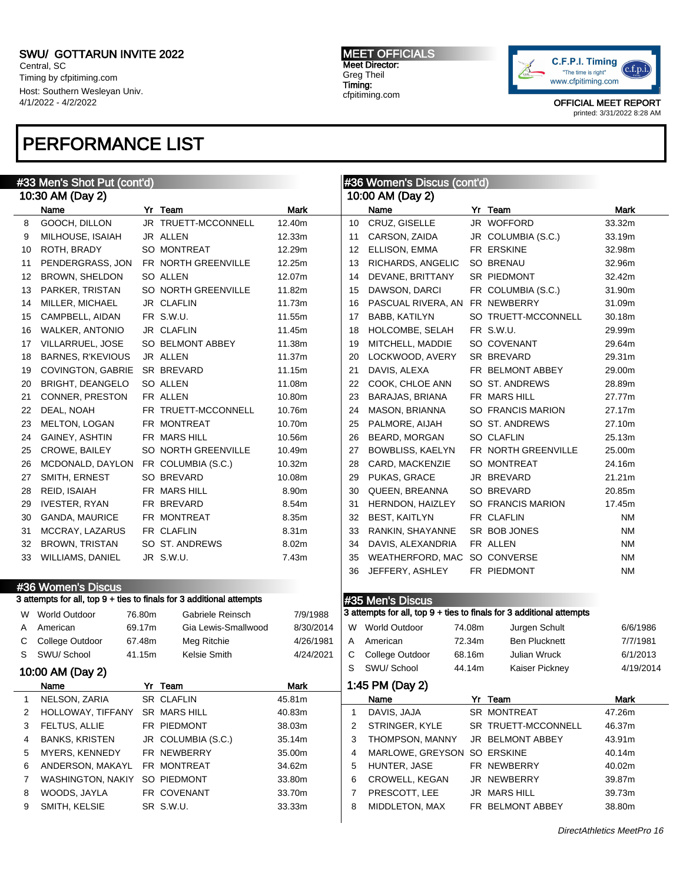# SWU/ GOTTARUN INVITE 2022

Central, SC
Timing by cfpitiming.com
Host: Southern Wesleyan Univ.
4/1/2022 - 4/2/2022

**MEET OFFICIALS**
Meet Director:
Greg Theil
Timing:
cfpitiming.com

OFFICIAL MEET REPORT
printed: 3/31/2022 8:28 AM

## PERFORMANCE LIST

### #33 Men's Shot Put (cont'd)

10:30 AM (Day 2)

| | Name | Yr | Team | Mark |
|---|---|---|---|---|
| 8 | GOOCH, DILLON | JR | TRUETT-MCCONNELL | 12.40m |
| 9 | MILHOUSE, ISAIAH | JR | ALLEN | 12.33m |
| 10 | ROTH, BRADY | SO | MONTREAT | 12.29m |
| 11 | PENDERGRASS, JON | FR | NORTH GREENVILLE | 12.25m |
| 12 | BROWN, SHELDON | SO | ALLEN | 12.07m |
| 13 | PARKER, TRISTAN | SO | NORTH GREENVILLE | 11.82m |
| 14 | MILLER, MICHAEL | JR | CLAFLIN | 11.73m |
| 15 | CAMPBELL, AIDAN | FR | S.W.U. | 11.55m |
| 16 | WALKER, ANTONIO | JR | CLAFLIN | 11.45m |
| 17 | VILLARRUEL, JOSE | SO | BELMONT ABBEY | 11.38m |
| 18 | BARNES, R'KEVIOUS | JR | ALLEN | 11.37m |
| 19 | COVINGTON, GABRIE | SR | BREVARD | 11.15m |
| 20 | BRIGHT, DEANGELO | SO | ALLEN | 11.08m |
| 21 | CONNER, PRESTON | FR | ALLEN | 10.80m |
| 22 | DEAL, NOAH | FR | TRUETT-MCCONNELL | 10.76m |
| 23 | MELTON, LOGAN | FR | MONTREAT | 10.70m |
| 24 | GAINEY, ASHTIN | FR | MARS HILL | 10.56m |
| 25 | CROWE, BAILEY | SO | NORTH GREENVILLE | 10.49m |
| 26 | MCDONALD, DAYLON | FR | COLUMBIA (S.C.) | 10.32m |
| 27 | SMITH, ERNEST | SO | BREVARD | 10.08m |
| 28 | REID, ISAIAH | FR | MARS HILL | 8.90m |
| 29 | IVESTER, RYAN | FR | BREVARD | 8.54m |
| 30 | GANDA, MAURICE | FR | MONTREAT | 8.35m |
| 31 | MCCRAY, LAZARUS | FR | CLAFLIN | 8.31m |
| 32 | BROWN, TRISTAN | SO | ST. ANDREWS | 8.02m |
| 33 | WILLIAMS, DANIEL | JR | S.W.U. | 7.43m |

### #36 Women's Discus

3 attempts for all, top 9 + ties to finals for 3 additional attempts

| | Record | Mark | Holder | Date |
|---|---|---|---|---|
| W | World Outdoor | 76.80m | Gabriele Reinsch | 7/9/1988 |
| A | American | 69.17m | Gia Lewis-Smallwood | 8/30/2014 |
| C | College Outdoor | 67.48m | Meg Ritchie | 4/26/1981 |
| S | SWU/ School | 41.15m | Kelsie Smith | 4/24/2021 |

10:00 AM (Day 2)

| | Name | Yr | Team | Mark |
|---|---|---|---|---|
| 1 | NELSON, ZARIA | SR | CLAFLIN | 45.81m |
| 2 | HOLLOWAY, TIFFANY | SR | MARS HILL | 40.83m |
| 3 | FELTUS, ALLIE | FR | PIEDMONT | 38.03m |
| 4 | BANKS, KRISTEN | JR | COLUMBIA (S.C.) | 35.14m |
| 5 | MYERS, KENNEDY | FR | NEWBERRY | 35.00m |
| 6 | ANDERSON, MAKAYL | FR | MONTREAT | 34.62m |
| 7 | WASHINGTON, NAKIY | SO | PIEDMONT | 33.80m |
| 8 | WOODS, JAYLA | FR | COVENANT | 33.70m |
| 9 | SMITH, KELSIE | SR | S.W.U. | 33.33m |

### #36 Women's Discus (cont'd)

10:00 AM (Day 2)

| | Name | Yr | Team | Mark |
|---|---|---|---|---|
| 10 | CRUZ, GISELLE | JR | WOFFORD | 33.32m |
| 11 | CARSON, ZAIDA | JR | COLUMBIA (S.C.) | 33.19m |
| 12 | ELLISON, EMMA | FR | ERSKINE | 32.98m |
| 13 | RICHARDS, ANGELIC | SO | BRENAU | 32.96m |
| 14 | DEVANE, BRITTANY | SR | PIEDMONT | 32.42m |
| 15 | DAWSON, DARCI | FR | COLUMBIA (S.C.) | 31.90m |
| 16 | PASCUAL RIVERA, AN | FR | NEWBERRY | 31.09m |
| 17 | BABB, KATILYN | SO | TRUETT-MCCONNELL | 30.18m |
| 18 | HOLCOMBE, SELAH | FR | S.W.U. | 29.99m |
| 19 | MITCHELL, MADDIE | SO | COVENANT | 29.64m |
| 20 | LOCKWOOD, AVERY | SR | BREVARD | 29.31m |
| 21 | DAVIS, ALEXA | FR | BELMONT ABBEY | 29.00m |
| 22 | COOK, CHLOE ANN | SO | ST. ANDREWS | 28.89m |
| 23 | BARAJAS, BRIANA | FR | MARS HILL | 27.77m |
| 24 | MASON, BRIANNA | SO | FRANCIS MARION | 27.17m |
| 25 | PALMORE, AIJAH | SO | ST. ANDREWS | 27.10m |
| 26 | BEARD, MORGAN | SO | CLAFLIN | 25.13m |
| 27 | BOWBLISS, KAELYN | FR | NORTH GREENVILLE | 25.00m |
| 28 | CARD, MACKENZIE | SO | MONTREAT | 24.16m |
| 29 | PUKAS, GRACE | JR | BREVARD | 21.21m |
| 30 | QUEEN, BREANNA | SO | BREVARD | 20.85m |
| 31 | HERNDON, HAIZLEY | SO | FRANCIS MARION | 17.45m |
| 32 | BEST, KAITLYN | FR | CLAFLIN | NM |
| 33 | RANKIN, SHAYANNE | SR | BOB JONES | NM |
| 34 | DAVIS, ALEXANDRIA | FR | ALLEN | NM |
| 35 | WEATHERFORD, MAC | SO | CONVERSE | NM |
| 36 | JEFFERY, ASHLEY | FR | PIEDMONT | NM |

### #35 Men's Discus

3 attempts for all, top 9 + ties to finals for 3 additional attempts

| | Record | Mark | Holder | Date |
|---|---|---|---|---|
| W | World Outdoor | 74.08m | Jurgen Schult | 6/6/1986 |
| A | American | 72.34m | Ben Plucknett | 7/7/1981 |
| C | College Outdoor | 68.16m | Julian Wruck | 6/1/2013 |
| S | SWU/ School | 44.14m | Kaiser Pickney | 4/19/2014 |

1:45 PM (Day 2)

| | Name | Yr | Team | Mark |
|---|---|---|---|---|
| 1 | DAVIS, JAJA | SR | MONTREAT | 47.26m |
| 2 | STRINGER, KYLE | SR | TRUETT-MCCONNELL | 46.37m |
| 3 | THOMPSON, MANNY | JR | BELMONT ABBEY | 43.91m |
| 4 | MARLOWE, GREYSON | SO | ERSKINE | 40.14m |
| 5 | HUNTER, JASE | FR | NEWBERRY | 40.02m |
| 6 | CROWELL, KEGAN | JR | NEWBERRY | 39.87m |
| 7 | PRESCOTT, LEE | JR | MARS HILL | 39.73m |
| 8 | MIDDLETON, MAX | FR | BELMONT ABBEY | 38.80m |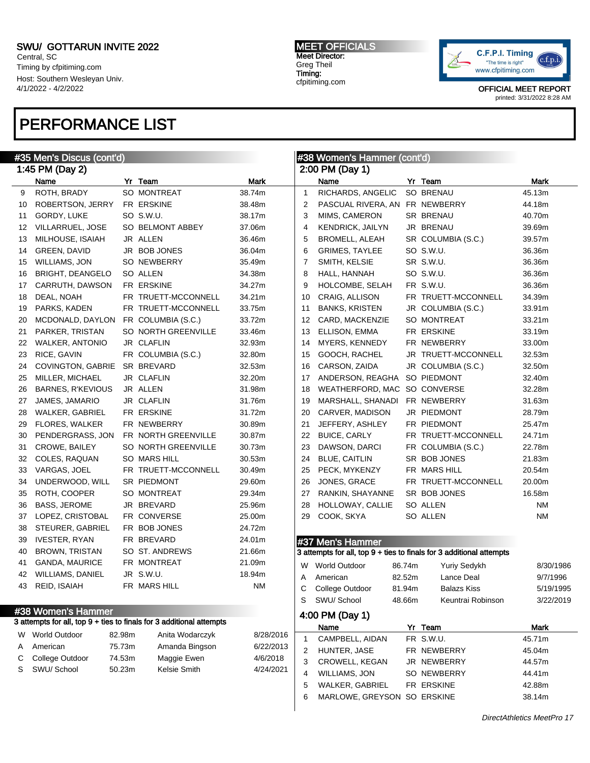SWU/ GOTTARUN INVITE 2022
Central, SC
Timing by cfpitiming.com
Host: Southern Wesleyan Univ.
4/1/2022 - 4/2/2022

MEET OFFICIALS
Meet Director:
Greg Theil
Timing:
cfpitiming.com

OFFICIAL MEET REPORT
printed: 3/31/2022 8:28 AM

# PERFORMANCE LIST

## #35 Men's Discus (cont'd)

1:45 PM (Day 2)

| | Name | Yr | Team | Mark |
|---|---|---|---|---|
| 9 | ROTH, BRADY | SO | MONTREAT | 38.74m |
| 10 | ROBERTSON, JERRY | FR | ERSKINE | 38.48m |
| 11 | GORDY, LUKE | SO | S.W.U. | 38.17m |
| 12 | VILLARRUEL, JOSE | SO | BELMONT ABBEY | 37.06m |
| 13 | MILHOUSE, ISAIAH | JR | ALLEN | 36.46m |
| 14 | GREEN, DAVID | JR | BOB JONES | 36.04m |
| 15 | WILLIAMS, JON | SO | NEWBERRY | 35.49m |
| 16 | BRIGHT, DEANGELO | SO | ALLEN | 34.38m |
| 17 | CARRUTH, DAWSON | FR | ERSKINE | 34.27m |
| 18 | DEAL, NOAH | FR | TRUETT-MCCONNELL | 34.21m |
| 19 | PARKS, KADEN | FR | TRUETT-MCCONNELL | 33.75m |
| 20 | MCDONALD, DAYLON | FR | COLUMBIA (S.C.) | 33.72m |
| 21 | PARKER, TRISTAN | SO | NORTH GREENVILLE | 33.46m |
| 22 | WALKER, ANTONIO | JR | CLAFLIN | 32.93m |
| 23 | RICE, GAVIN | FR | COLUMBIA (S.C.) | 32.80m |
| 24 | COVINGTON, GABRIE | SR | BREVARD | 32.53m |
| 25 | MILLER, MICHAEL | JR | CLAFLIN | 32.20m |
| 26 | BARNES, R'KEVIOUS | JR | ALLEN | 31.98m |
| 27 | JAMES, JAMARIO | JR | CLAFLIN | 31.76m |
| 28 | WALKER, GABRIEL | FR | ERSKINE | 31.72m |
| 29 | FLORES, WALKER | FR | NEWBERRY | 30.89m |
| 30 | PENDERGRASS, JON | FR | NORTH GREENVILLE | 30.87m |
| 31 | CROWE, BAILEY | SO | NORTH GREENVILLE | 30.73m |
| 32 | COLES, RAQUAN | SO | MARS HILL | 30.53m |
| 33 | VARGAS, JOEL | FR | TRUETT-MCCONNELL | 30.49m |
| 34 | UNDERWOOD, WILL | SR | PIEDMONT | 29.60m |
| 35 | ROTH, COOPER | SO | MONTREAT | 29.34m |
| 36 | BASS, JEROME | JR | BREVARD | 25.96m |
| 37 | LOPEZ, CRISTOBAL | FR | CONVERSE | 25.00m |
| 38 | STEURER, GABRIEL | FR | BOB JONES | 24.72m |
| 39 | IVESTER, RYAN | FR | BREVARD | 24.01m |
| 40 | BROWN, TRISTAN | SO | ST. ANDREWS | 21.66m |
| 41 | GANDA, MAURICE | FR | MONTREAT | 21.09m |
| 42 | WILLIAMS, DANIEL | JR | S.W.U. | 18.94m |
| 43 | REID, ISAIAH | FR | MARS HILL | NM |

## #38 Women's Hammer

3 attempts for all, top 9 + ties to finals for 3 additional attempts

| | | Mark | Name | Date |
|---|---|---|---|---|
| W | World Outdoor | 82.98m | Anita Wodarczyk | 8/28/2016 |
| A | American | 75.73m | Amanda Bingson | 6/22/2013 |
| C | College Outdoor | 74.53m | Maggie Ewen | 4/6/2018 |
| S | SWU/ School | 50.23m | Kelsie Smith | 4/24/2021 |

## #38 Women's Hammer (cont'd)

2:00 PM (Day 1)

| | Name | Yr | Team | Mark |
|---|---|---|---|---|
| 1 | RICHARDS, ANGELIC | SO | BRENAU | 45.13m |
| 2 | PASCUAL RIVERA, AN | FR | NEWBERRY | 44.18m |
| 3 | MIMS, CAMERON | SR | BRENAU | 40.70m |
| 4 | KENDRICK, JAILYN | JR | BRENAU | 39.69m |
| 5 | BROMELL, ALEAH | SR | COLUMBIA (S.C.) | 39.57m |
| 6 | GRIMES, TAYLEE | SO | S.W.U. | 36.36m |
| 7 | SMITH, KELSIE | SR | S.W.U. | 36.36m |
| 8 | HALL, HANNAH | SO | S.W.U. | 36.36m |
| 9 | HOLCOMBE, SELAH | FR | S.W.U. | 36.36m |
| 10 | CRAIG, ALLISON | FR | TRUETT-MCCONNELL | 34.39m |
| 11 | BANKS, KRISTEN | JR | COLUMBIA (S.C.) | 33.91m |
| 12 | CARD, MACKENZIE | SO | MONTREAT | 33.21m |
| 13 | ELLISON, EMMA | FR | ERSKINE | 33.19m |
| 14 | MYERS, KENNEDY | FR | NEWBERRY | 33.00m |
| 15 | GOOCH, RACHEL | JR | TRUETT-MCCONNELL | 32.53m |
| 16 | CARSON, ZAIDA | JR | COLUMBIA (S.C.) | 32.50m |
| 17 | ANDERSON, REAGHA | SO | PIEDMONT | 32.40m |
| 18 | WEATHERFORD, MAC | SO | CONVERSE | 32.28m |
| 19 | MARSHALL, SHANADI | FR | NEWBERRY | 31.63m |
| 20 | CARVER, MADISON | JR | PIEDMONT | 28.79m |
| 21 | JEFFERY, ASHLEY | FR | PIEDMONT | 25.47m |
| 22 | BUICE, CARLY | FR | TRUETT-MCCONNELL | 24.71m |
| 23 | DAWSON, DARCI | FR | COLUMBIA (S.C.) | 22.78m |
| 24 | BLUE, CAITLIN | SR | BOB JONES | 21.83m |
| 25 | PECK, MYKENZY | FR | MARS HILL | 20.54m |
| 26 | JONES, GRACE | FR | TRUETT-MCCONNELL | 20.00m |
| 27 | RANKIN, SHAYANNE | SR | BOB JONES | 16.58m |
| 28 | HOLLOWAY, CALLIE | SO | ALLEN | NM |
| 29 | COOK, SKYA | SO | ALLEN | NM |

## #37 Men's Hammer

3 attempts for all, top 9 + ties to finals for 3 additional attempts

| | | Mark | Name | Date |
|---|---|---|---|---|
| W | World Outdoor | 86.74m | Yuriy Sedykh | 8/30/1986 |
| A | American | 82.52m | Lance Deal | 9/7/1996 |
| C | College Outdoor | 81.94m | Balazs Kiss | 5/19/1995 |
| S | SWU/ School | 48.66m | Keuntrai Robinson | 3/22/2019 |

4:00 PM (Day 1)

| | Name | Yr | Team | Mark |
|---|---|---|---|---|
| 1 | CAMPBELL, AIDAN | FR | S.W.U. | 45.71m |
| 2 | HUNTER, JASE | FR | NEWBERRY | 45.04m |
| 3 | CROWELL, KEGAN | JR | NEWBERRY | 44.57m |
| 4 | WILLIAMS, JON | SO | NEWBERRY | 44.41m |
| 5 | WALKER, GABRIEL | FR | ERSKINE | 42.88m |
| 6 | MARLOWE, GREYSON | SO | ERSKINE | 38.14m |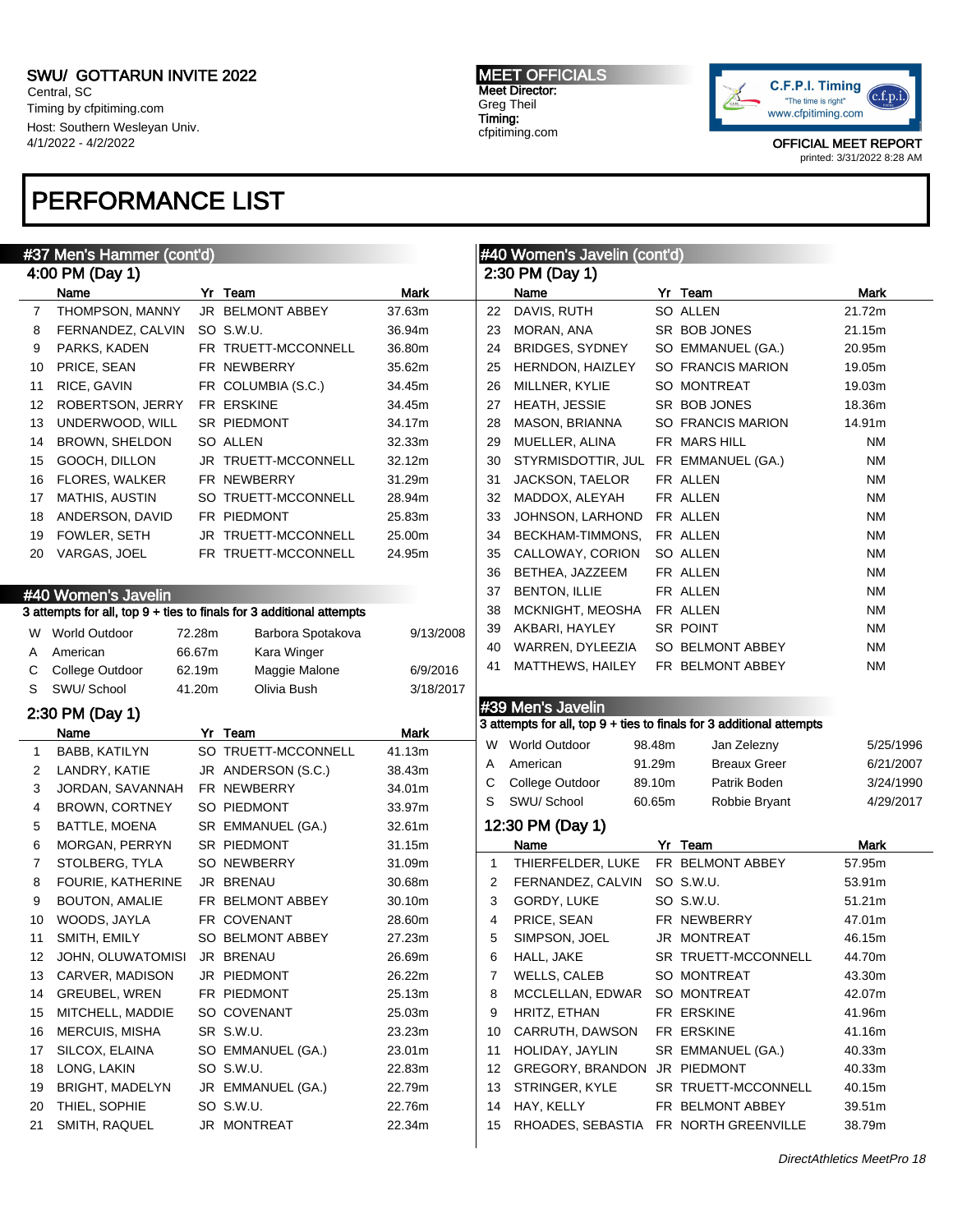# PERFORMANCE LIST

## #37 Men's Hammer (cont'd)

### 4:00 PM (Day 1)

| | Name | Yr | Team | Mark |
|---|---|---|---|---|
| 7 | THOMPSON, MANNY | JR | BELMONT ABBEY | 37.63m |
| 8 | FERNANDEZ, CALVIN | SO | S.W.U. | 36.94m |
| 9 | PARKS, KADEN | FR | TRUETT-MCCONNELL | 36.80m |
| 10 | PRICE, SEAN | FR | NEWBERRY | 35.62m |
| 11 | RICE, GAVIN | FR | COLUMBIA (S.C.) | 34.45m |
| 12 | ROBERTSON, JERRY | FR | ERSKINE | 34.45m |
| 13 | UNDERWOOD, WILL | SR | PIEDMONT | 34.17m |
| 14 | BROWN, SHELDON | SO | ALLEN | 32.33m |
| 15 | GOOCH, DILLON | JR | TRUETT-MCCONNELL | 32.12m |
| 16 | FLORES, WALKER | FR | NEWBERRY | 31.29m |
| 17 | MATHIS, AUSTIN | SO | TRUETT-MCCONNELL | 28.94m |
| 18 | ANDERSON, DAVID | FR | PIEDMONT | 25.83m |
| 19 | FOWLER, SETH | JR | TRUETT-MCCONNELL | 25.00m |
| 20 | VARGAS, JOEL | FR | TRUETT-MCCONNELL | 24.95m |

## #40 Women's Javelin

3 attempts for all, top 9 + ties to finals for 3 additional attempts

| | | | | |
|---|---|---|---|---|
| W | World Outdoor | 72.28m | Barbora Spotakova | 9/13/2008 |
| A | American | 66.67m | Kara Winger | |
| C | College Outdoor | 62.19m | Maggie Malone | 6/9/2016 |
| S | SWU/ School | 41.20m | Olivia Bush | 3/18/2017 |

### 2:30 PM (Day 1)

| | Name | Yr | Team | Mark |
|---|---|---|---|---|
| 1 | BABB, KATILYN | SO | TRUETT-MCCONNELL | 41.13m |
| 2 | LANDRY, KATIE | JR | ANDERSON (S.C.) | 38.43m |
| 3 | JORDAN, SAVANNAH | FR | NEWBERRY | 34.01m |
| 4 | BROWN, CORTNEY | SO | PIEDMONT | 33.97m |
| 5 | BATTLE, MOENA | SR | EMMANUEL (GA.) | 32.61m |
| 6 | MORGAN, PERRYN | SR | PIEDMONT | 31.15m |
| 7 | STOLBERG, TYLA | SO | NEWBERRY | 31.09m |
| 8 | FOURIE, KATHERINE | JR | BRENAU | 30.68m |
| 9 | BOUTON, AMALIE | FR | BELMONT ABBEY | 30.10m |
| 10 | WOODS, JAYLA | FR | COVENANT | 28.60m |
| 11 | SMITH, EMILY | SO | BELMONT ABBEY | 27.23m |
| 12 | JOHN, OLUWATOMISI | JR | BRENAU | 26.69m |
| 13 | CARVER, MADISON | JR | PIEDMONT | 26.22m |
| 14 | GREUBEL, WREN | FR | PIEDMONT | 25.13m |
| 15 | MITCHELL, MADDIE | SO | COVENANT | 25.03m |
| 16 | MERCUIS, MISHA | SR | S.W.U. | 23.23m |
| 17 | SILCOX, ELAINA | SO | EMMANUEL (GA.) | 23.01m |
| 18 | LONG, LAKIN | SO | S.W.U. | 22.83m |
| 19 | BRIGHT, MADELYN | JR | EMMANUEL (GA.) | 22.79m |
| 20 | THIEL, SOPHIE | SO | S.W.U. | 22.76m |
| 21 | SMITH, RAQUEL | JR | MONTREAT | 22.34m |

## #40 Women's Javelin (cont'd)

### 2:30 PM (Day 1)

| | Name | Yr | Team | Mark |
|---|---|---|---|---|
| 22 | DAVIS, RUTH | SO | ALLEN | 21.72m |
| 23 | MORAN, ANA | SR | BOB JONES | 21.15m |
| 24 | BRIDGES, SYDNEY | SO | EMMANUEL (GA.) | 20.95m |
| 25 | HERNDON, HAIZLEY | SO | FRANCIS MARION | 19.05m |
| 26 | MILLNER, KYLIE | SO | MONTREAT | 19.03m |
| 27 | HEATH, JESSIE | SR | BOB JONES | 18.36m |
| 28 | MASON, BRIANNA | SO | FRANCIS MARION | 14.91m |
| 29 | MUELLER, ALINA | FR | MARS HILL | NM |
| 30 | STYRMISDOTTIR, JUL | FR | EMMANUEL (GA.) | NM |
| 31 | JACKSON, TAELOR | FR | ALLEN | NM |
| 32 | MADDOX, ALEYAH | FR | ALLEN | NM |
| 33 | JOHNSON, LARHOND | FR | ALLEN | NM |
| 34 | BECKHAM-TIMMONS, | FR | ALLEN | NM |
| 35 | CALLOWAY, CORION | SO | ALLEN | NM |
| 36 | BETHEA, JAZZEEM | FR | ALLEN | NM |
| 37 | BENTON, ILLIE | FR | ALLEN | NM |
| 38 | MCKNIGHT, MEOSHA | FR | ALLEN | NM |
| 39 | AKBARI, HAYLEY | SR | POINT | NM |
| 40 | WARREN, DYLEEZIA | SO | BELMONT ABBEY | NM |
| 41 | MATTHEWS, HAILEY | FR | BELMONT ABBEY | NM |

## #39 Men's Javelin

3 attempts for all, top 9 + ties to finals for 3 additional attempts

| | | | | |
|---|---|---|---|---|
| W | World Outdoor | 98.48m | Jan Zelezny | 5/25/1996 |
| A | American | 91.29m | Breaux Greer | 6/21/2007 |
| C | College Outdoor | 89.10m | Patrik Boden | 3/24/1990 |
| S | SWU/ School | 60.65m | Robbie Bryant | 4/29/2017 |

### 12:30 PM (Day 1)

| | Name | Yr | Team | Mark |
|---|---|---|---|---|
| 1 | THIERFELDER, LUKE | FR | BELMONT ABBEY | 57.95m |
| 2 | FERNANDEZ, CALVIN | SO | S.W.U. | 53.91m |
| 3 | GORDY, LUKE | SO | S.W.U. | 51.21m |
| 4 | PRICE, SEAN | FR | NEWBERRY | 47.01m |
| 5 | SIMPSON, JOEL | JR | MONTREAT | 46.15m |
| 6 | HALL, JAKE | SR | TRUETT-MCCONNELL | 44.70m |
| 7 | WELLS, CALEB | SO | MONTREAT | 43.30m |
| 8 | MCCLELLAN, EDWAR | SO | MONTREAT | 42.07m |
| 9 | HRITZ, ETHAN | FR | ERSKINE | 41.96m |
| 10 | CARRUTH, DAWSON | FR | ERSKINE | 41.16m |
| 11 | HOLIDAY, JAYLIN | SR | EMMANUEL (GA.) | 40.33m |
| 12 | GREGORY, BRANDON | JR | PIEDMONT | 40.33m |
| 13 | STRINGER, KYLE | SR | TRUETT-MCCONNELL | 40.15m |
| 14 | HAY, KELLY | FR | BELMONT ABBEY | 39.51m |
| 15 | RHOADES, SEBASTIA | FR | NORTH GREENVILLE | 38.79m |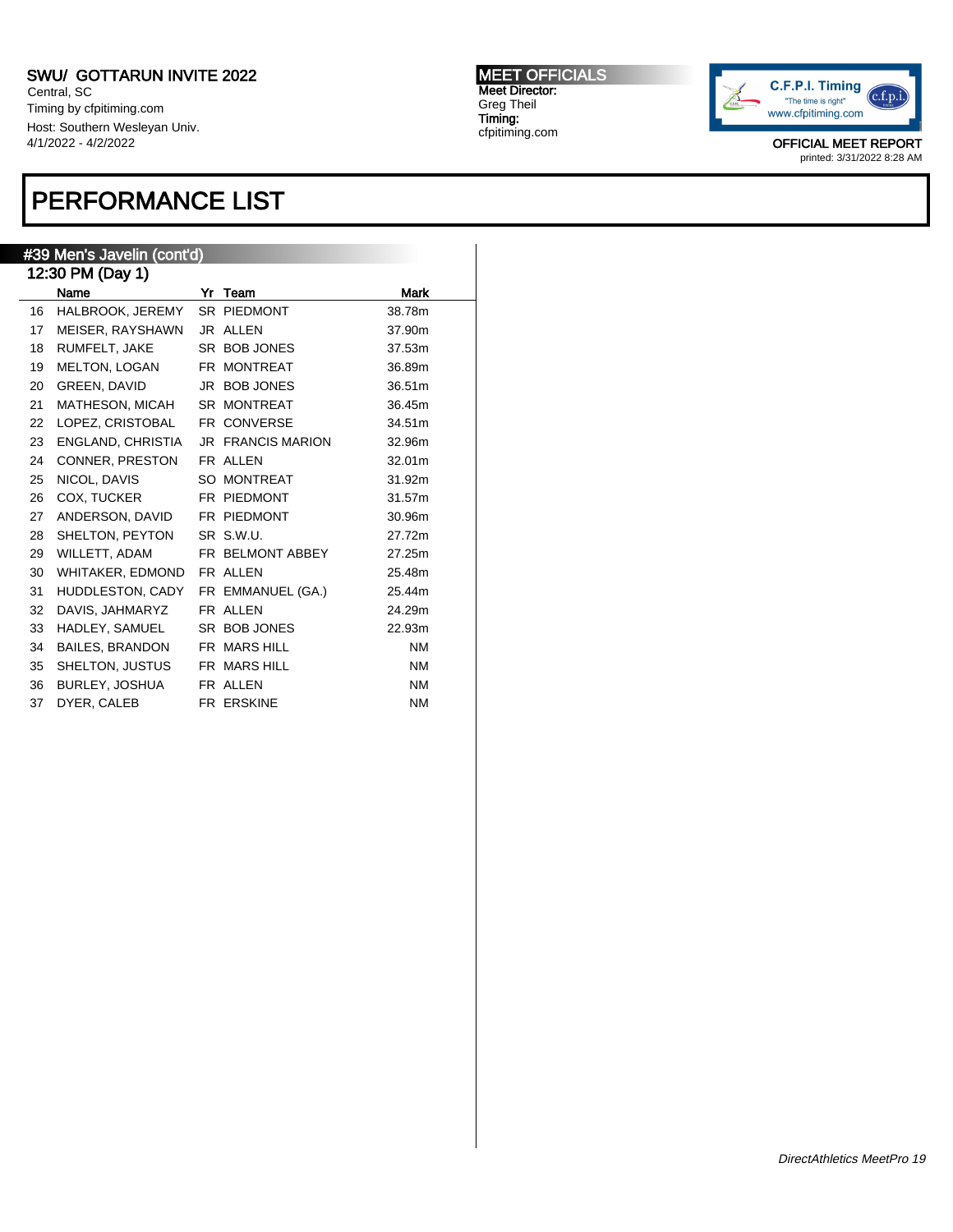SWU/ GOTTARUN INVITE 2022
Central, SC
Timing by cfpitiming.com
Host: Southern Wesleyan Univ.
4/1/2022 - 4/2022

**MEET OFFICIALS**
Meet Director:
Greg Theil
Timing:
cfpitiming.com

OFFICIAL MEET REPORT
printed: 3/31/2022 8:28 AM

# PERFORMANCE LIST

## #39 Men's Javelin (cont'd)

### 12:30 PM (Day 1)

| | Name | Yr | Team | Mark |
|---|---|---|---|---|
| 16 | HALBROOK, JEREMY | SR | PIEDMONT | 38.78m |
| 17 | MEISER, RAYSHAWN | JR | ALLEN | 37.90m |
| 18 | RUMFELT, JAKE | SR | BOB JONES | 37.53m |
| 19 | MELTON, LOGAN | FR | MONTREAT | 36.89m |
| 20 | GREEN, DAVID | JR | BOB JONES | 36.51m |
| 21 | MATHESON, MICAH | SR | MONTREAT | 36.45m |
| 22 | LOPEZ, CRISTOBAL | FR | CONVERSE | 34.51m |
| 23 | ENGLAND, CHRISTIA | JR | FRANCIS MARION | 32.96m |
| 24 | CONNER, PRESTON | FR | ALLEN | 32.01m |
| 25 | NICOL, DAVIS | SO | MONTREAT | 31.92m |
| 26 | COX, TUCKER | FR | PIEDMONT | 31.57m |
| 27 | ANDERSON, DAVID | FR | PIEDMONT | 30.96m |
| 28 | SHELTON, PEYTON | SR | S.W.U. | 27.72m |
| 29 | WILLETT, ADAM | FR | BELMONT ABBEY | 27.25m |
| 30 | WHITAKER, EDMOND | FR | ALLEN | 25.48m |
| 31 | HUDDLESTON, CADY | FR | EMMANUEL (GA.) | 25.44m |
| 32 | DAVIS, JAHMARYZ | FR | ALLEN | 24.29m |
| 33 | HADLEY, SAMUEL | SR | BOB JONES | 22.93m |
| 34 | BAILES, BRANDON | FR | MARS HILL | NM |
| 35 | SHELTON, JUSTUS | FR | MARS HILL | NM |
| 36 | BURLEY, JOSHUA | FR | ALLEN | NM |
| 37 | DYER, CALEB | FR | ERSKINE | NM |